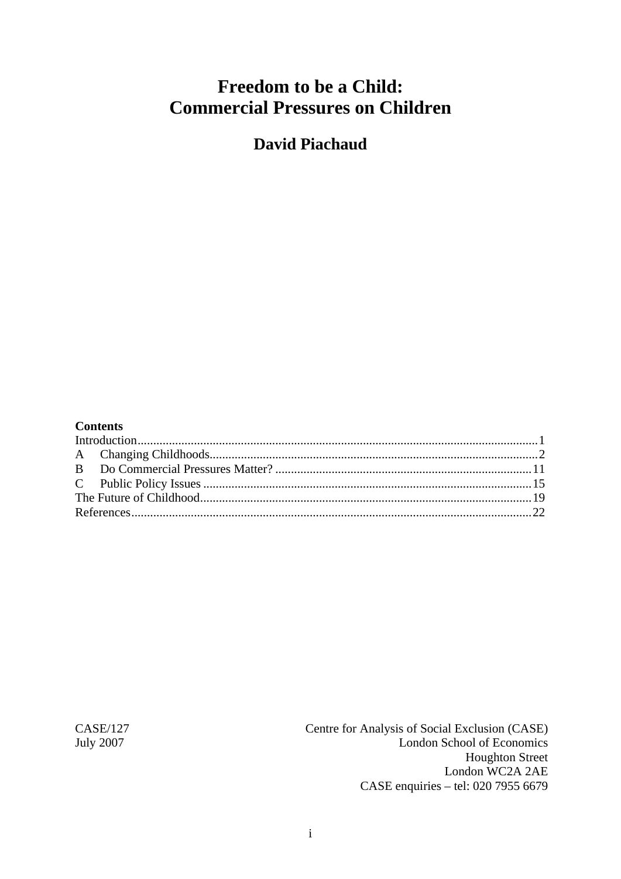# Freedom to be a Child: Commercial Pressures on Children

## David Piachaud

**Contents**

| | |
|---|---|
| Introduction | 1 |
| A Changing Childhoods | 2 |
| B Do Commercial Pressures Matter? | 11 |
| C Public Policy Issues | 15 |
| The Future of Childhood | 19 |
| References | 22 |

CASE/127
July 2007

Centre for Analysis of Social Exclusion (CASE)
London School of Economics
Houghton Street
London WC2A 2AE
CASE enquiries – tel: 020 7955 6679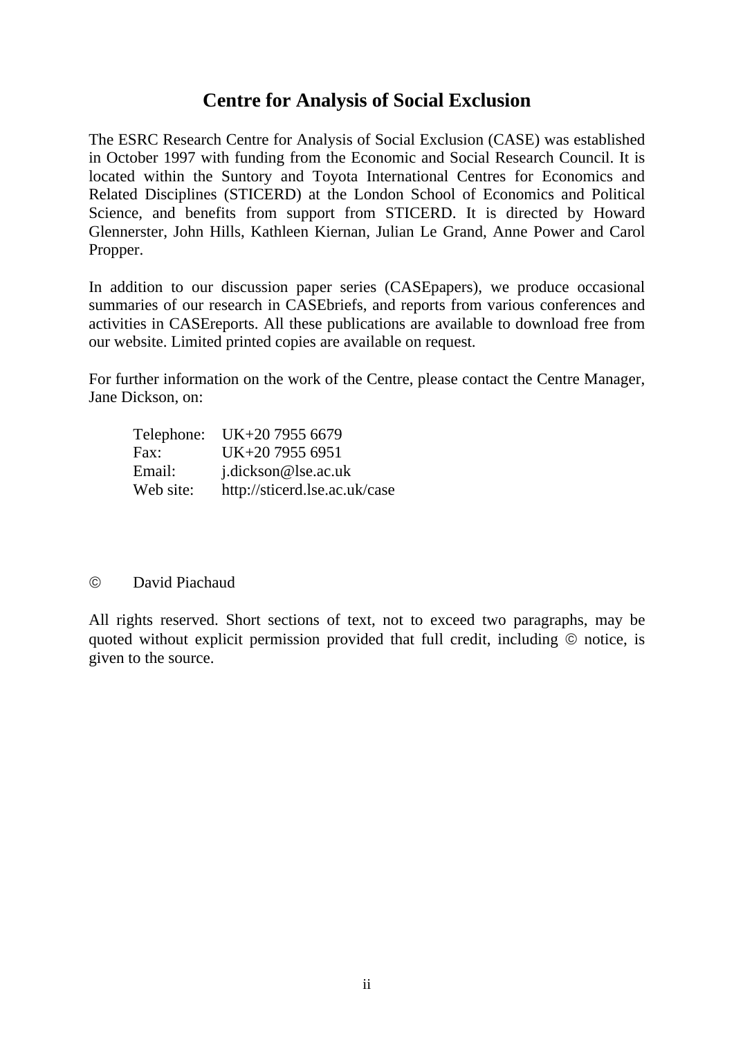# Centre for Analysis of Social Exclusion

The ESRC Research Centre for Analysis of Social Exclusion (CASE) was established in October 1997 with funding from the Economic and Social Research Council. It is located within the Suntory and Toyota International Centres for Economics and Related Disciplines (STICERD) at the London School of Economics and Political Science, and benefits from support from STICERD. It is directed by Howard Glennerster, John Hills, Kathleen Kiernan, Julian Le Grand, Anne Power and Carol Propper.

In addition to our discussion paper series (CASEpapers), we produce occasional summaries of our research in CASEbriefs, and reports from various conferences and activities in CASEreports. All these publications are available to download free from our website. Limited printed copies are available on request.

For further information on the work of the Centre, please contact the Centre Manager, Jane Dickson, on:

| | |
|---|---|
| Telephone: | UK+20 7955 6679 |
| Fax: | UK+20 7955 6951 |
| Email: | j.dickson@lse.ac.uk |
| Web site: | http://sticerd.lse.ac.uk/case |

© David Piachaud

All rights reserved. Short sections of text, not to exceed two paragraphs, may be quoted without explicit permission provided that full credit, including © notice, is given to the source.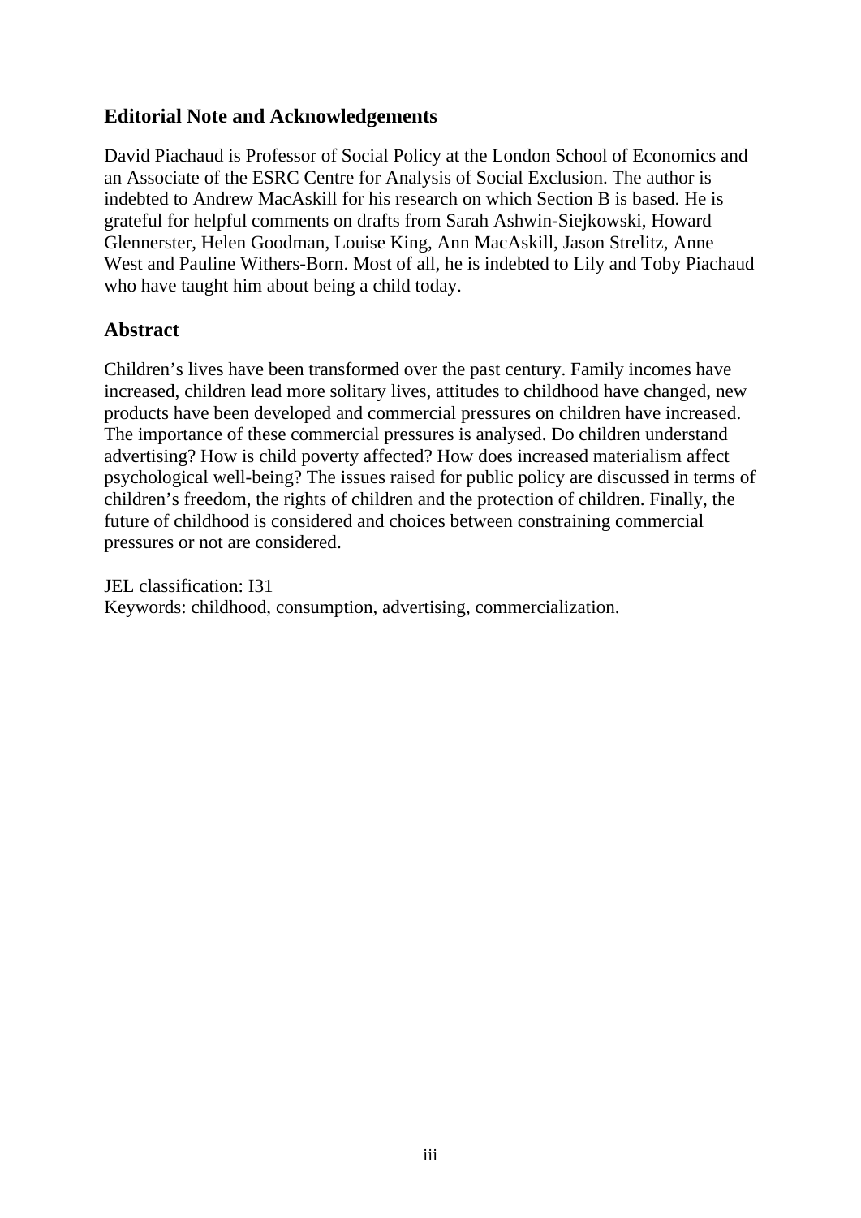## Editorial Note and Acknowledgements

David Piachaud is Professor of Social Policy at the London School of Economics and an Associate of the ESRC Centre for Analysis of Social Exclusion. The author is indebted to Andrew MacAskill for his research on which Section B is based. He is grateful for helpful comments on drafts from Sarah Ashwin-Siejkowski, Howard Glennerster, Helen Goodman, Louise King, Ann MacAskill, Jason Strelitz, Anne West and Pauline Withers-Born. Most of all, he is indebted to Lily and Toby Piachaud who have taught him about being a child today.

## Abstract

Children's lives have been transformed over the past century. Family incomes have increased, children lead more solitary lives, attitudes to childhood have changed, new products have been developed and commercial pressures on children have increased. The importance of these commercial pressures is analysed. Do children understand advertising? How is child poverty affected? How does increased materialism affect psychological well-being? The issues raised for public policy are discussed in terms of children's freedom, the rights of children and the protection of children. Finally, the future of childhood is considered and choices between constraining commercial pressures or not are considered.

JEL classification: I31
Keywords: childhood, consumption, advertising, commercialization.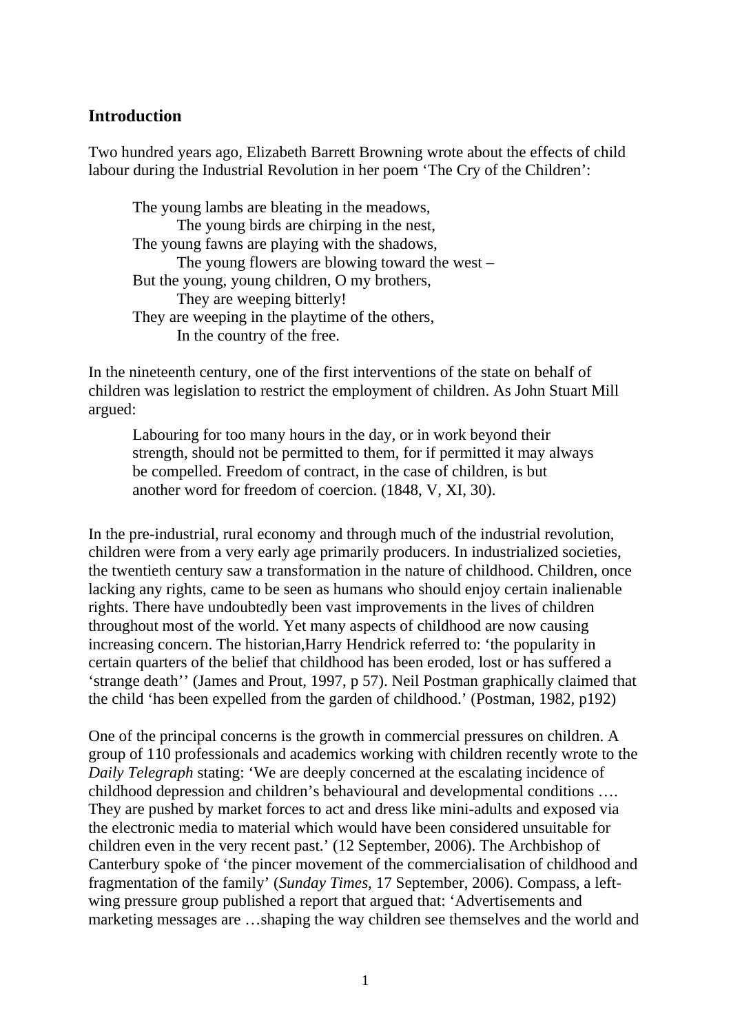## Introduction

Two hundred years ago, Elizabeth Barrett Browning wrote about the effects of child labour during the Industrial Revolution in her poem 'The Cry of the Children':

> The young lambs are bleating in the meadows,
> The young birds are chirping in the nest,
> The young fawns are playing with the shadows,
> The young flowers are blowing toward the west –
> But the young, young children, O my brothers,
> They are weeping bitterly!
> They are weeping in the playtime of the others,
> In the country of the free.

In the nineteenth century, one of the first interventions of the state on behalf of children was legislation to restrict the employment of children. As John Stuart Mill argued:

> Labouring for too many hours in the day, or in work beyond their strength, should not be permitted to them, for if permitted it may always be compelled. Freedom of contract, in the case of children, is but another word for freedom of coercion. (1848, V, XI, 30).

In the pre-industrial, rural economy and through much of the industrial revolution, children were from a very early age primarily producers. In industrialized societies, the twentieth century saw a transformation in the nature of childhood. Children, once lacking any rights, came to be seen as humans who should enjoy certain inalienable rights. There have undoubtedly been vast improvements in the lives of children throughout most of the world. Yet many aspects of childhood are now causing increasing concern. The historian,Harry Hendrick referred to: 'the popularity in certain quarters of the belief that childhood has been eroded, lost or has suffered a 'strange death'' (James and Prout, 1997, p 57). Neil Postman graphically claimed that the child 'has been expelled from the garden of childhood.' (Postman, 1982, p192)

One of the principal concerns is the growth in commercial pressures on children. A group of 110 professionals and academics working with children recently wrote to the *Daily Telegraph* stating: 'We are deeply concerned at the escalating incidence of childhood depression and children's behavioural and developmental conditions …. They are pushed by market forces to act and dress like mini-adults and exposed via the electronic media to material which would have been considered unsuitable for children even in the very recent past.' (12 September, 2006). The Archbishop of Canterbury spoke of 'the pincer movement of the commercialisation of childhood and fragmentation of the family' (*Sunday Times*, 17 September, 2006). Compass, a left-wing pressure group published a report that argued that: 'Advertisements and marketing messages are …shaping the way children see themselves and the world and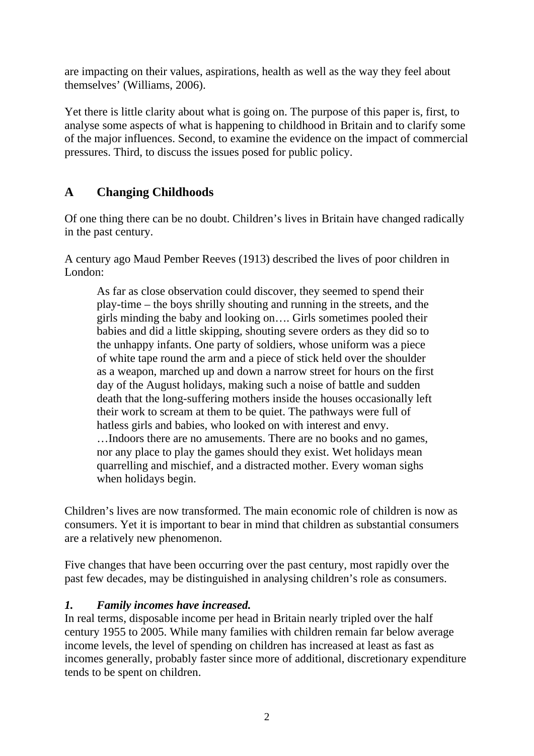are impacting on their values, aspirations, health as well as the way they feel about themselves' (Williams, 2006).

Yet there is little clarity about what is going on. The purpose of this paper is, first, to analyse some aspects of what is happening to childhood in Britain and to clarify some of the major influences. Second, to examine the evidence on the impact of commercial pressures. Third, to discuss the issues posed for public policy.

## A Changing Childhoods

Of one thing there can be no doubt. Children's lives in Britain have changed radically in the past century.

A century ago Maud Pember Reeves (1913) described the lives of poor children in London:

> As far as close observation could discover, they seemed to spend their play-time – the boys shrilly shouting and running in the streets, and the girls minding the baby and looking on…. Girls sometimes pooled their babies and did a little skipping, shouting severe orders as they did so to the unhappy infants. One party of soldiers, whose uniform was a piece of white tape round the arm and a piece of stick held over the shoulder as a weapon, marched up and down a narrow street for hours on the first day of the August holidays, making such a noise of battle and sudden death that the long-suffering mothers inside the houses occasionally left their work to scream at them to be quiet. The pathways were full of hatless girls and babies, who looked on with interest and envy. …Indoors there are no amusements. There are no books and no games, nor any place to play the games should they exist. Wet holidays mean quarrelling and mischief, and a distracted mother. Every woman sighs when holidays begin.

Children's lives are now transformed. The main economic role of children is now as consumers. Yet it is important to bear in mind that children as substantial consumers are a relatively new phenomenon.

Five changes that have been occurring over the past century, most rapidly over the past few decades, may be distinguished in analysing children's role as consumers.

### *1. Family incomes have increased.*

In real terms, disposable income per head in Britain nearly tripled over the half century 1955 to 2005. While many families with children remain far below average income levels, the level of spending on children has increased at least as fast as incomes generally, probably faster since more of additional, discretionary expenditure tends to be spent on children.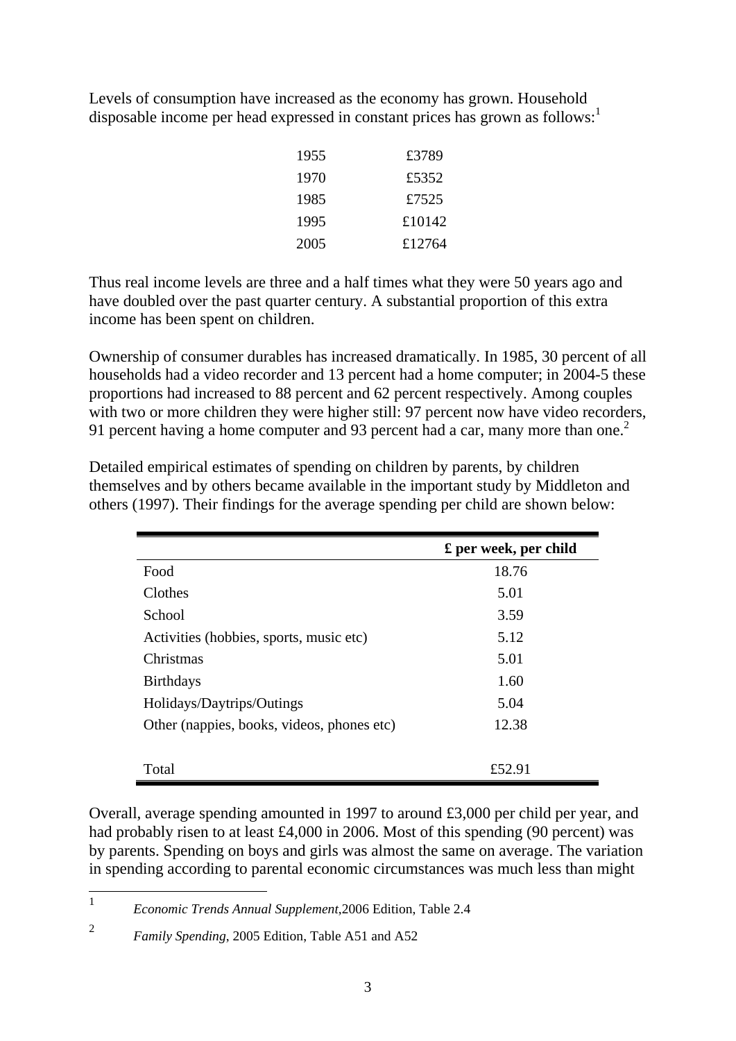Levels of consumption have increased as the economy has grown. Household disposable income per head expressed in constant prices has grown as follows:[1]

| | |
|---|---|
| 1955 | £3789 |
| 1970 | £5352 |
| 1985 | £7525 |
| 1995 | £10142 |
| 2005 | £12764 |

Thus real income levels are three and a half times what they were 50 years ago and have doubled over the past quarter century. A substantial proportion of this extra income has been spent on children.

Ownership of consumer durables has increased dramatically. In 1985, 30 percent of all households had a video recorder and 13 percent had a home computer; in 2004-5 these proportions had increased to 88 percent and 62 percent respectively. Among couples with two or more children they were higher still: 97 percent now have video recorders, 91 percent having a home computer and 93 percent had a car, many more than one.[2]

Detailed empirical estimates of spending on children by parents, by children themselves and by others became available in the important study by Middleton and others (1997). Their findings for the average spending per child are shown below:

| | £ per week, per child |
|---|---|
| Food | 18.76 |
| Clothes | 5.01 |
| School | 3.59 |
| Activities (hobbies, sports, music etc) | 5.12 |
| Christmas | 5.01 |
| Birthdays | 1.60 |
| Holidays/Daytrips/Outings | 5.04 |
| Other (nappies, books, videos, phones etc) | 12.38 |
| Total | £52.91 |

Overall, average spending amounted in 1997 to around £3,000 per child per year, and had probably risen to at least £4,000 in 2006. Most of this spending (90 percent) was by parents. Spending on boys and girls was almost the same on average. The variation in spending according to parental economic circumstances was much less than might

[1] *Economic Trends Annual Supplement*, 2006 Edition, Table 2.4

[2] *Family Spending*, 2005 Edition, Table A51 and A52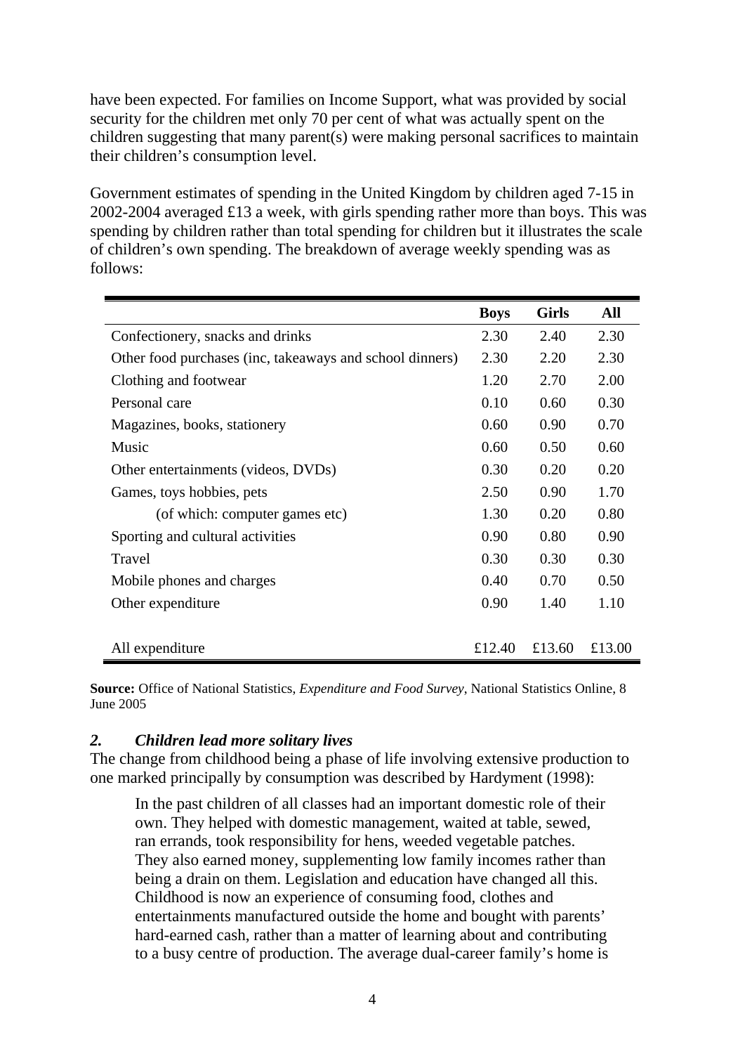have been expected. For families on Income Support, what was provided by social security for the children met only 70 per cent of what was actually spent on the children suggesting that many parent(s) were making personal sacrifices to maintain their children's consumption level.

Government estimates of spending in the United Kingdom by children aged 7-15 in 2002-2004 averaged £13 a week, with girls spending rather more than boys. This was spending by children rather than total spending for children but it illustrates the scale of children's own spending. The breakdown of average weekly spending was as follows:

| | **Boys** | **Girls** | **All** |
|---|---|---|---|
| Confectionery, snacks and drinks | 2.30 | 2.40 | 2.30 |
| Other food purchases (inc, takeaways and school dinners) | 2.30 | 2.20 | 2.30 |
| Clothing and footwear | 1.20 | 2.70 | 2.00 |
| Personal care | 0.10 | 0.60 | 0.30 |
| Magazines, books, stationery | 0.60 | 0.90 | 0.70 |
| Music | 0.60 | 0.50 | 0.60 |
| Other entertainments (videos, DVDs) | 0.30 | 0.20 | 0.20 |
| Games, toys hobbies, pets | 2.50 | 0.90 | 1.70 |
| (of which: computer games etc) | 1.30 | 0.20 | 0.80 |
| Sporting and cultural activities | 0.90 | 0.80 | 0.90 |
| Travel | 0.30 | 0.30 | 0.30 |
| Mobile phones and charges | 0.40 | 0.70 | 0.50 |
| Other expenditure | 0.90 | 1.40 | 1.10 |
| All expenditure | £12.40 | £13.60 | £13.00 |

**Source:** Office of National Statistics, *Expenditure and Food Survey*, National Statistics Online, 8 June 2005

### *2. Children lead more solitary lives*

The change from childhood being a phase of life involving extensive production to one marked principally by consumption was described by Hardyment (1998):

> In the past children of all classes had an important domestic role of their own. They helped with domestic management, waited at table, sewed, ran errands, took responsibility for hens, weeded vegetable patches. They also earned money, supplementing low family incomes rather than being a drain on them. Legislation and education have changed all this. Childhood is now an experience of consuming food, clothes and entertainments manufactured outside the home and bought with parents' hard-earned cash, rather than a matter of learning about and contributing to a busy centre of production. The average dual-career family's home is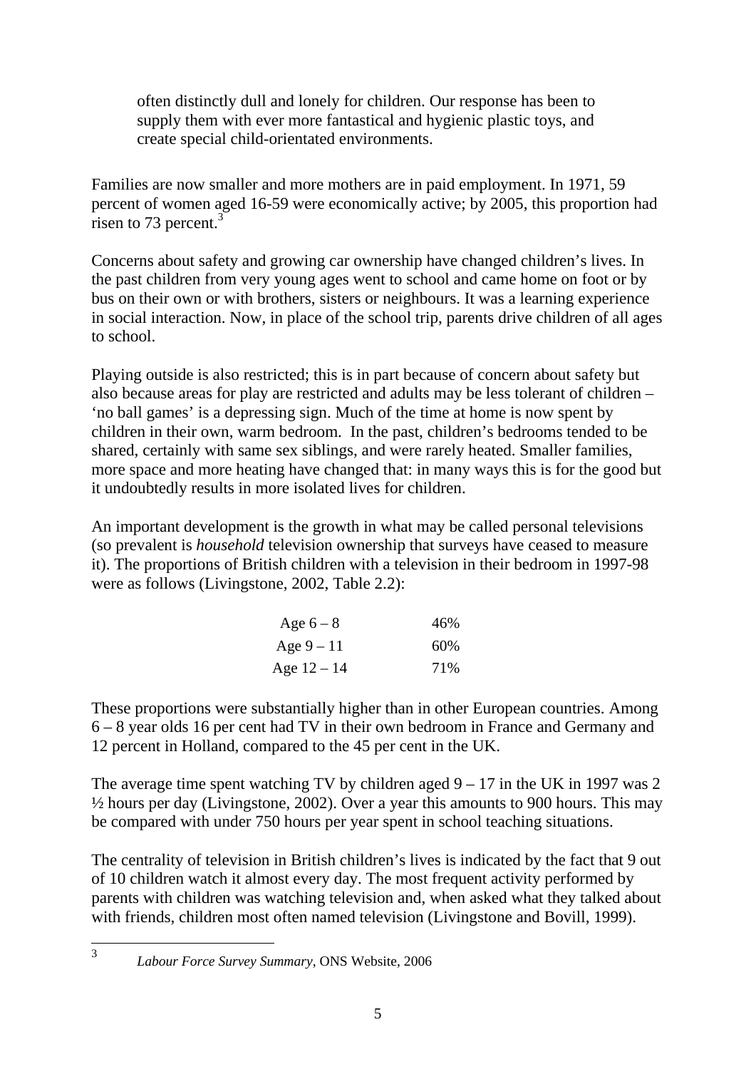> often distinctly dull and lonely for children. Our response has been to supply them with ever more fantastical and hygienic plastic toys, and create special child-orientated environments.

Families are now smaller and more mothers are in paid employment. In 1971, 59 percent of women aged 16-59 were economically active; by 2005, this proportion had risen to 73 percent.[3]

Concerns about safety and growing car ownership have changed children's lives. In the past children from very young ages went to school and came home on foot or by bus on their own or with brothers, sisters or neighbours. It was a learning experience in social interaction. Now, in place of the school trip, parents drive children of all ages to school.

Playing outside is also restricted; this is in part because of concern about safety but also because areas for play are restricted and adults may be less tolerant of children – 'no ball games' is a depressing sign. Much of the time at home is now spent by children in their own, warm bedroom. In the past, children's bedrooms tended to be shared, certainly with same sex siblings, and were rarely heated. Smaller families, more space and more heating have changed that: in many ways this is for the good but it undoubtedly results in more isolated lives for children.

An important development is the growth in what may be called personal televisions (so prevalent is *household* television ownership that surveys have ceased to measure it). The proportions of British children with a television in their bedroom in 1997-98 were as follows (Livingstone, 2002, Table 2.2):

| | |
|---|---|
| Age 6 – 8 | 46% |
| Age 9 – 11 | 60% |
| Age 12 – 14 | 71% |

These proportions were substantially higher than in other European countries. Among 6 – 8 year olds 16 per cent had TV in their own bedroom in France and Germany and 12 percent in Holland, compared to the 45 per cent in the UK.

The average time spent watching TV by children aged 9 – 17 in the UK in 1997 was 2 ½ hours per day (Livingstone, 2002). Over a year this amounts to 900 hours. This may be compared with under 750 hours per year spent in school teaching situations.

The centrality of television in British children's lives is indicated by the fact that 9 out of 10 children watch it almost every day. The most frequent activity performed by parents with children was watching television and, when asked what they talked about with friends, children most often named television (Livingstone and Bovill, 1999).

[3] *Labour Force Survey Summary*, ONS Website, 2006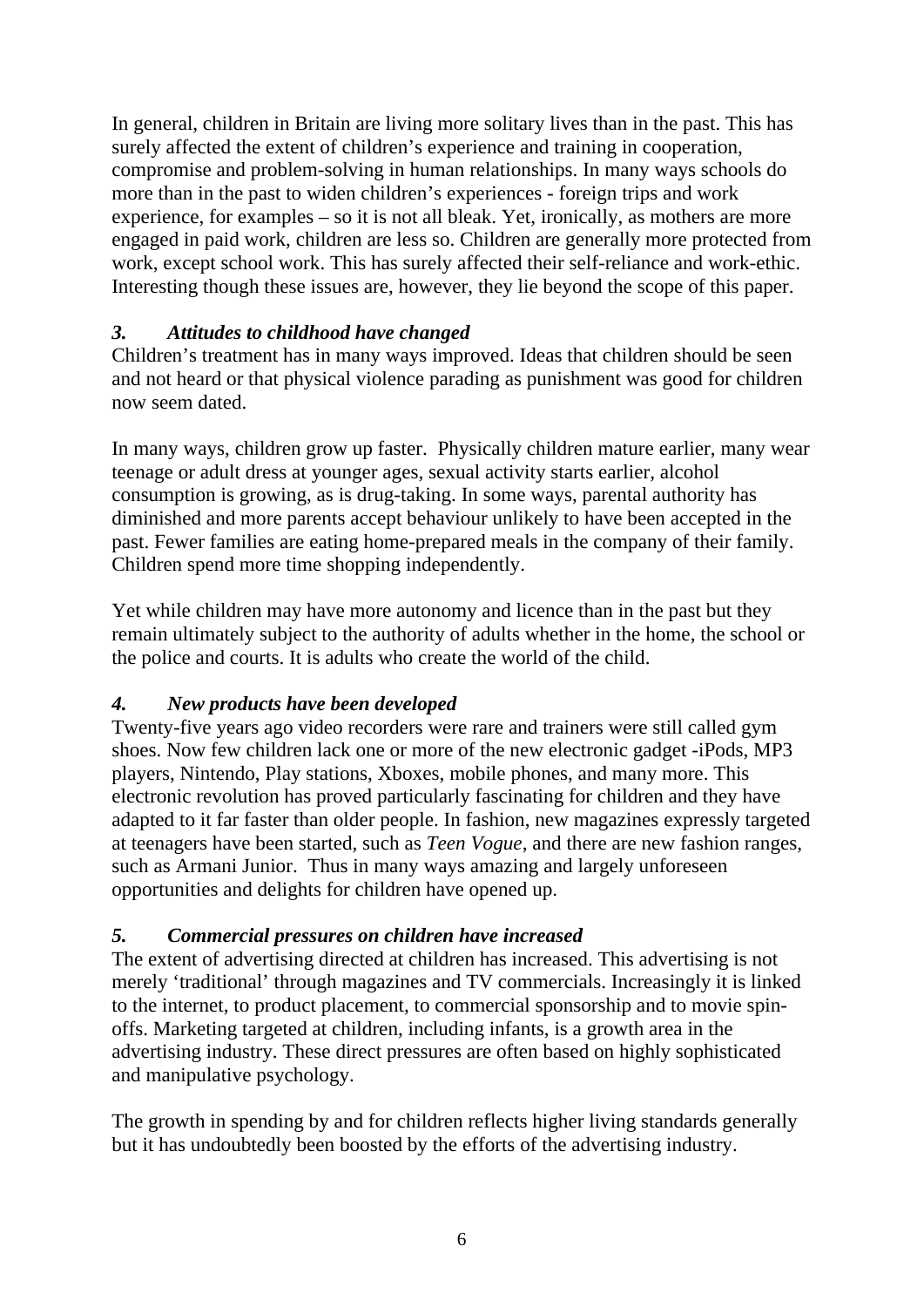In general, children in Britain are living more solitary lives than in the past. This has surely affected the extent of children's experience and training in cooperation, compromise and problem-solving in human relationships. In many ways schools do more than in the past to widen children's experiences - foreign trips and work experience, for examples – so it is not all bleak. Yet, ironically, as mothers are more engaged in paid work, children are less so. Children are generally more protected from work, except school work. This has surely affected their self-reliance and work-ethic. Interesting though these issues are, however, they lie beyond the scope of this paper.

### *3. Attitudes to childhood have changed*

Children's treatment has in many ways improved. Ideas that children should be seen and not heard or that physical violence parading as punishment was good for children now seem dated.

In many ways, children grow up faster. Physically children mature earlier, many wear teenage or adult dress at younger ages, sexual activity starts earlier, alcohol consumption is growing, as is drug-taking. In some ways, parental authority has diminished and more parents accept behaviour unlikely to have been accepted in the past. Fewer families are eating home-prepared meals in the company of their family. Children spend more time shopping independently.

Yet while children may have more autonomy and licence than in the past but they remain ultimately subject to the authority of adults whether in the home, the school or the police and courts. It is adults who create the world of the child.

### *4. New products have been developed*

Twenty-five years ago video recorders were rare and trainers were still called gym shoes. Now few children lack one or more of the new electronic gadget -iPods, MP3 players, Nintendo, Play stations, Xboxes, mobile phones, and many more. This electronic revolution has proved particularly fascinating for children and they have adapted to it far faster than older people. In fashion, new magazines expressly targeted at teenagers have been started, such as *Teen Vogue*, and there are new fashion ranges, such as Armani Junior. Thus in many ways amazing and largely unforeseen opportunities and delights for children have opened up.

### *5. Commercial pressures on children have increased*

The extent of advertising directed at children has increased. This advertising is not merely 'traditional' through magazines and TV commercials. Increasingly it is linked to the internet, to product placement, to commercial sponsorship and to movie spin-offs. Marketing targeted at children, including infants, is a growth area in the advertising industry. These direct pressures are often based on highly sophisticated and manipulative psychology.

The growth in spending by and for children reflects higher living standards generally but it has undoubtedly been boosted by the efforts of the advertising industry.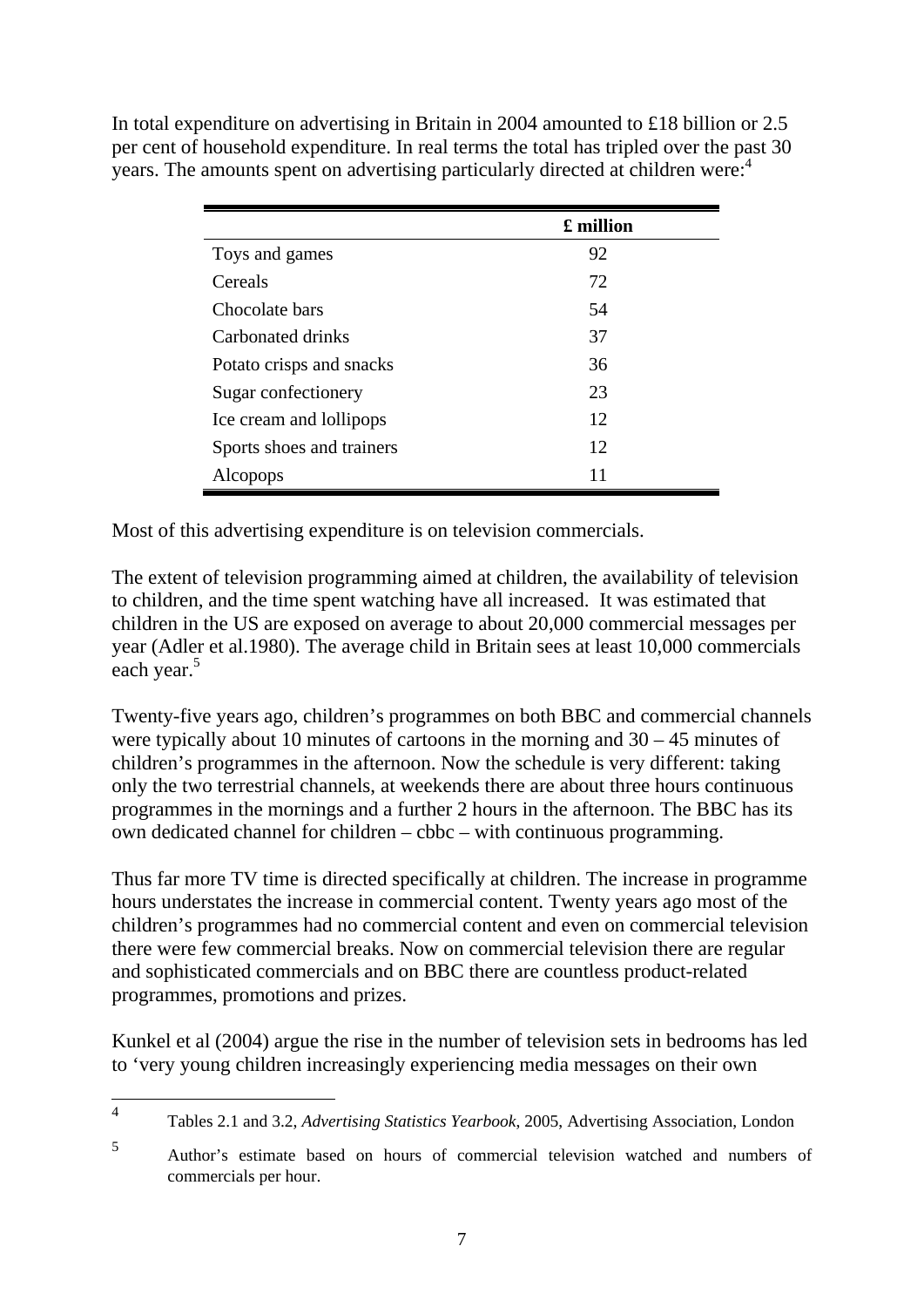In total expenditure on advertising in Britain in 2004 amounted to £18 billion or 2.5 per cent of household expenditure. In real terms the total has tripled over the past 30 years. The amounts spent on advertising particularly directed at children were:[4]

| | **£ million** |
|---|---|
| Toys and games | 92 |
| Cereals | 72 |
| Chocolate bars | 54 |
| Carbonated drinks | 37 |
| Potato crisps and snacks | 36 |
| Sugar confectionery | 23 |
| Ice cream and lollipops | 12 |
| Sports shoes and trainers | 12 |
| Alcopops | 11 |

Most of this advertising expenditure is on television commercials.

The extent of television programming aimed at children, the availability of television to children, and the time spent watching have all increased. It was estimated that children in the US are exposed on average to about 20,000 commercial messages per year (Adler et al.1980). The average child in Britain sees at least 10,000 commercials each year.[5]

Twenty-five years ago, children's programmes on both BBC and commercial channels were typically about 10 minutes of cartoons in the morning and 30 – 45 minutes of children's programmes in the afternoon. Now the schedule is very different: taking only the two terrestrial channels, at weekends there are about three hours continuous programmes in the mornings and a further 2 hours in the afternoon. The BBC has its own dedicated channel for children – cbbc – with continuous programming.

Thus far more TV time is directed specifically at children. The increase in programme hours understates the increase in commercial content. Twenty years ago most of the children's programmes had no commercial content and even on commercial television there were few commercial breaks. Now on commercial television there are regular and sophisticated commercials and on BBC there are countless product-related programmes, promotions and prizes.

Kunkel et al (2004) argue the rise in the number of television sets in bedrooms has led to 'very young children increasingly experiencing media messages on their own

[4] Tables 2.1 and 3.2, *Advertising Statistics Yearbook*, 2005, Advertising Association, London

[5] Author's estimate based on hours of commercial television watched and numbers of commercials per hour.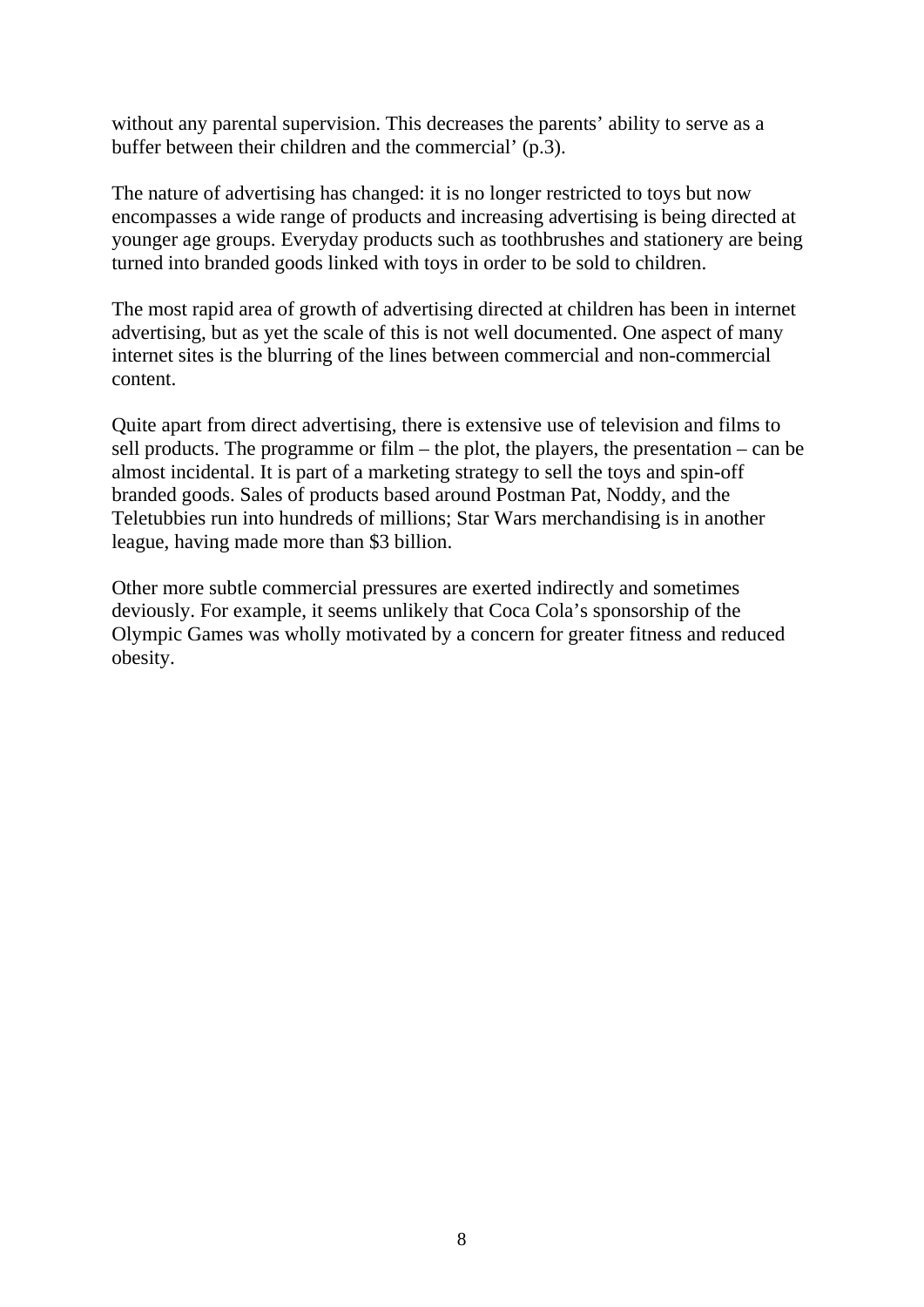without any parental supervision. This decreases the parents' ability to serve as a buffer between their children and the commercial' (p.3).

The nature of advertising has changed: it is no longer restricted to toys but now encompasses a wide range of products and increasing advertising is being directed at younger age groups. Everyday products such as toothbrushes and stationery are being turned into branded goods linked with toys in order to be sold to children.

The most rapid area of growth of advertising directed at children has been in internet advertising, but as yet the scale of this is not well documented. One aspect of many internet sites is the blurring of the lines between commercial and non-commercial content.

Quite apart from direct advertising, there is extensive use of television and films to sell products. The programme or film – the plot, the players, the presentation – can be almost incidental. It is part of a marketing strategy to sell the toys and spin-off branded goods. Sales of products based around Postman Pat, Noddy, and the Teletubbies run into hundreds of millions; Star Wars merchandising is in another league, having made more than $3 billion.

Other more subtle commercial pressures are exerted indirectly and sometimes deviously. For example, it seems unlikely that Coca Cola's sponsorship of the Olympic Games was wholly motivated by a concern for greater fitness and reduced obesity.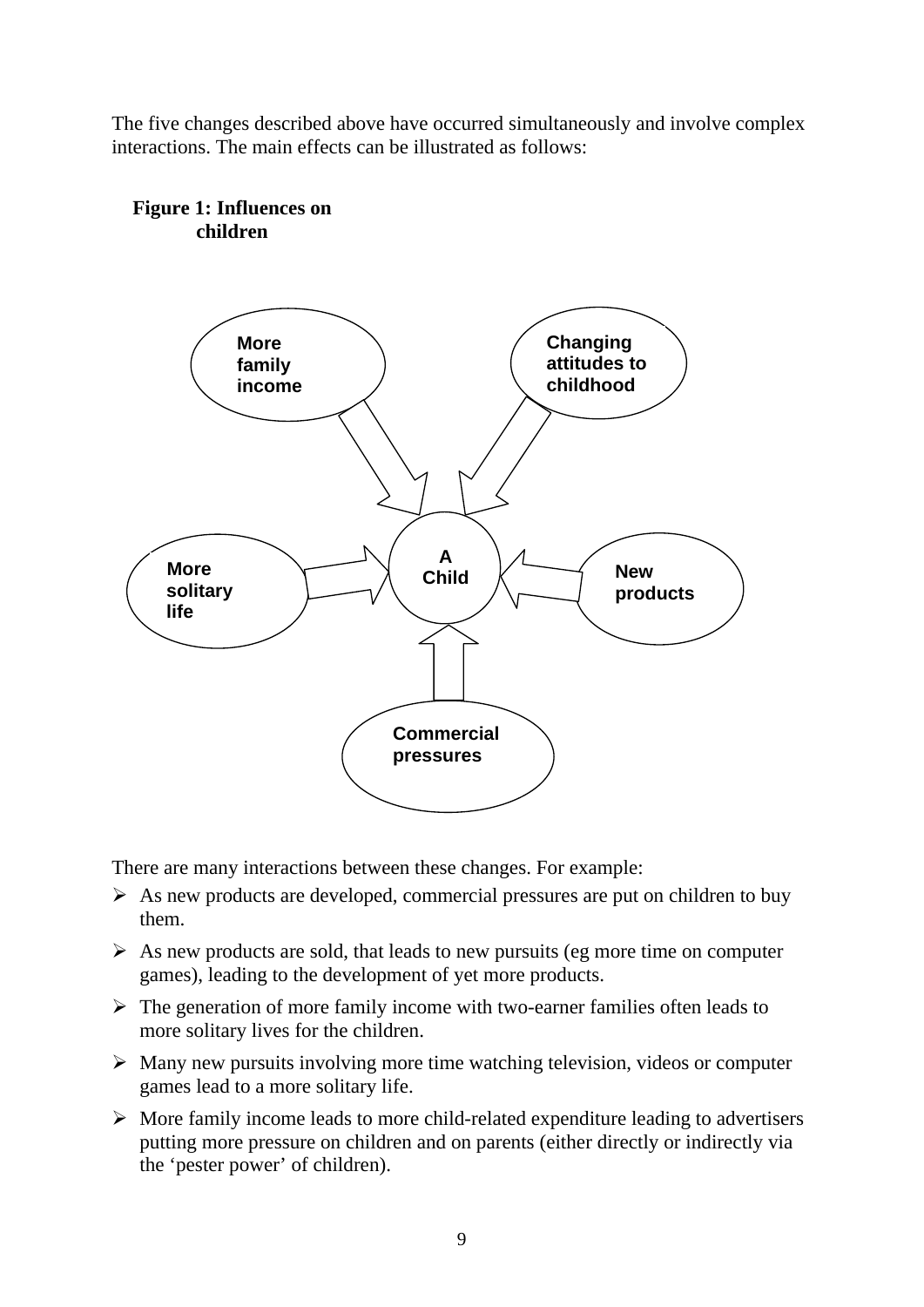The five changes described above have occurred simultaneously and involve complex interactions. The main effects can be illustrated as follows:

**Figure 1: Influences on children**

More family income

Changing attitudes to childhood

A Child

More solitary life

New products

Commercial pressures

There are many interactions between these changes. For example:

- As new products are developed, commercial pressures are put on children to buy them.
- As new products are sold, that leads to new pursuits (eg more time on computer games), leading to the development of yet more products.
- The generation of more family income with two-earner families often leads to more solitary lives for the children.
- Many new pursuits involving more time watching television, videos or computer games lead to a more solitary life.
- More family income leads to more child-related expenditure leading to advertisers putting more pressure on children and on parents (either directly or indirectly via the 'pester power' of children).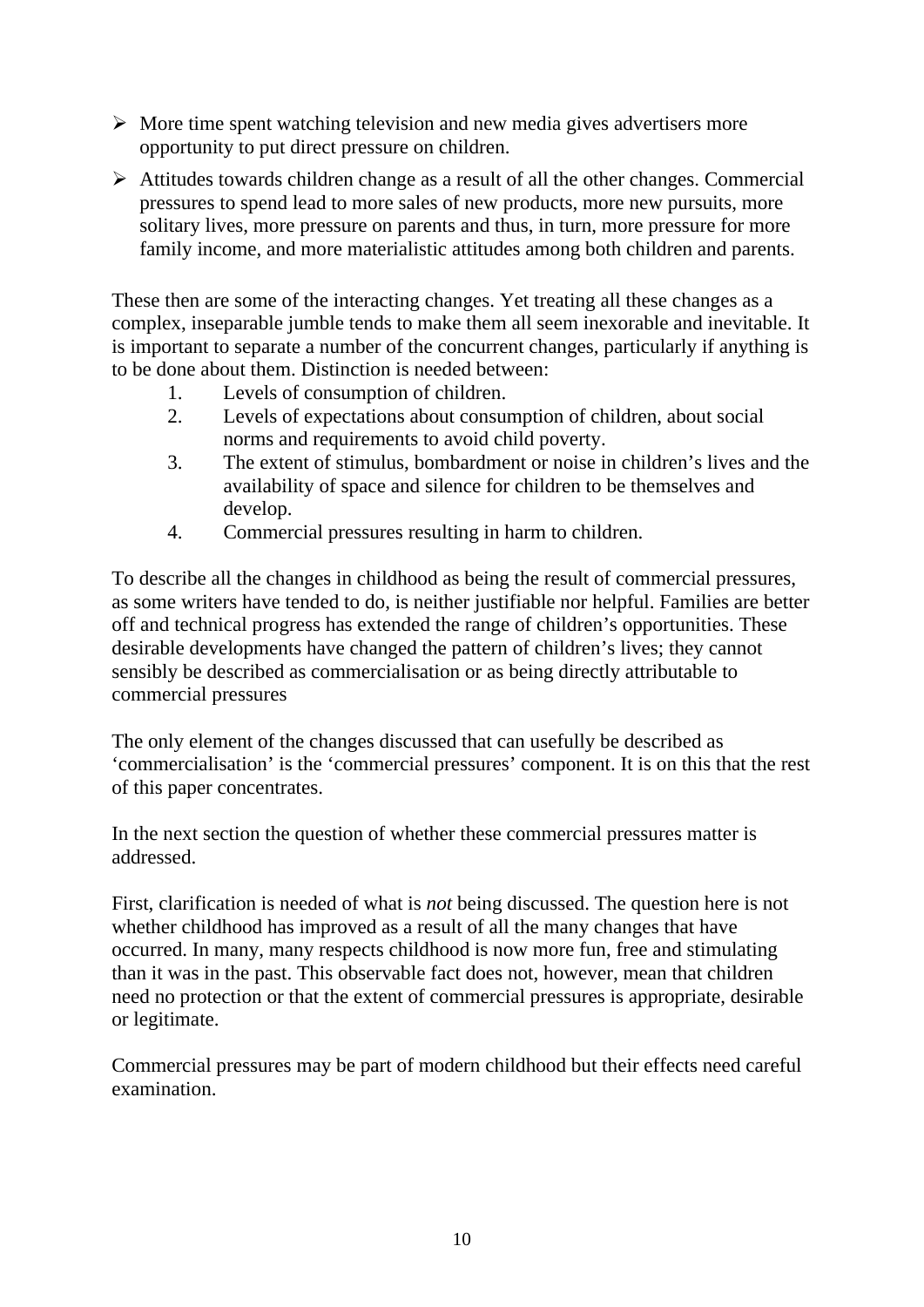- More time spent watching television and new media gives advertisers more opportunity to put direct pressure on children.
- Attitudes towards children change as a result of all the other changes. Commercial pressures to spend lead to more sales of new products, more new pursuits, more solitary lives, more pressure on parents and thus, in turn, more pressure for more family income, and more materialistic attitudes among both children and parents.

These then are some of the interacting changes. Yet treating all these changes as a complex, inseparable jumble tends to make them all seem inexorable and inevitable. It is important to separate a number of the concurrent changes, particularly if anything is to be done about them. Distinction is needed between:

1. Levels of consumption of children.
2. Levels of expectations about consumption of children, about social norms and requirements to avoid child poverty.
3. The extent of stimulus, bombardment or noise in children's lives and the availability of space and silence for children to be themselves and develop.
4. Commercial pressures resulting in harm to children.

To describe all the changes in childhood as being the result of commercial pressures, as some writers have tended to do, is neither justifiable nor helpful. Families are better off and technical progress has extended the range of children's opportunities. These desirable developments have changed the pattern of children's lives; they cannot sensibly be described as commercialisation or as being directly attributable to commercial pressures

The only element of the changes discussed that can usefully be described as 'commercialisation' is the 'commercial pressures' component. It is on this that the rest of this paper concentrates.

In the next section the question of whether these commercial pressures matter is addressed.

First, clarification is needed of what is *not* being discussed. The question here is not whether childhood has improved as a result of all the many changes that have occurred. In many, many respects childhood is now more fun, free and stimulating than it was in the past. This observable fact does not, however, mean that children need no protection or that the extent of commercial pressures is appropriate, desirable or legitimate.

Commercial pressures may be part of modern childhood but their effects need careful examination.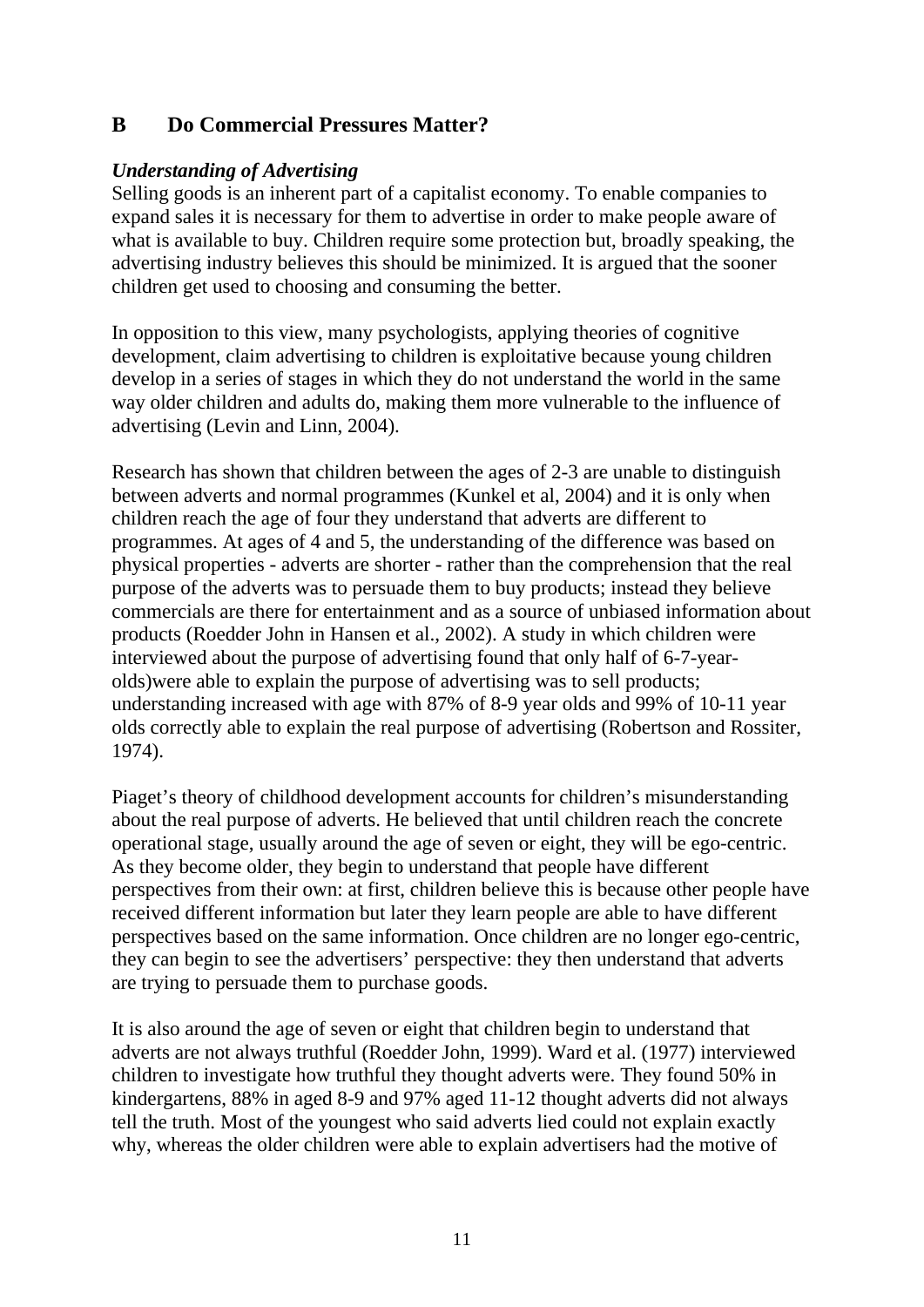## B Do Commercial Pressures Matter?

### *Understanding of Advertising*

Selling goods is an inherent part of a capitalist economy. To enable companies to expand sales it is necessary for them to advertise in order to make people aware of what is available to buy. Children require some protection but, broadly speaking, the advertising industry believes this should be minimized. It is argued that the sooner children get used to choosing and consuming the better.

In opposition to this view, many psychologists, applying theories of cognitive development, claim advertising to children is exploitative because young children develop in a series of stages in which they do not understand the world in the same way older children and adults do, making them more vulnerable to the influence of advertising (Levin and Linn, 2004).

Research has shown that children between the ages of 2-3 are unable to distinguish between adverts and normal programmes (Kunkel et al, 2004) and it is only when children reach the age of four they understand that adverts are different to programmes. At ages of 4 and 5, the understanding of the difference was based on physical properties - adverts are shorter - rather than the comprehension that the real purpose of the adverts was to persuade them to buy products; instead they believe commercials are there for entertainment and as a source of unbiased information about products (Roedder John in Hansen et al., 2002). A study in which children were interviewed about the purpose of advertising found that only half of 6-7-year-olds)were able to explain the purpose of advertising was to sell products; understanding increased with age with 87% of 8-9 year olds and 99% of 10-11 year olds correctly able to explain the real purpose of advertising (Robertson and Rossiter, 1974).

Piaget's theory of childhood development accounts for children's misunderstanding about the real purpose of adverts. He believed that until children reach the concrete operational stage, usually around the age of seven or eight, they will be ego-centric. As they become older, they begin to understand that people have different perspectives from their own: at first, children believe this is because other people have received different information but later they learn people are able to have different perspectives based on the same information. Once children are no longer ego-centric, they can begin to see the advertisers' perspective: they then understand that adverts are trying to persuade them to purchase goods.

It is also around the age of seven or eight that children begin to understand that adverts are not always truthful (Roedder John, 1999). Ward et al. (1977) interviewed children to investigate how truthful they thought adverts were. They found 50% in kindergartens, 88% in aged 8-9 and 97% aged 11-12 thought adverts did not always tell the truth. Most of the youngest who said adverts lied could not explain exactly why, whereas the older children were able to explain advertisers had the motive of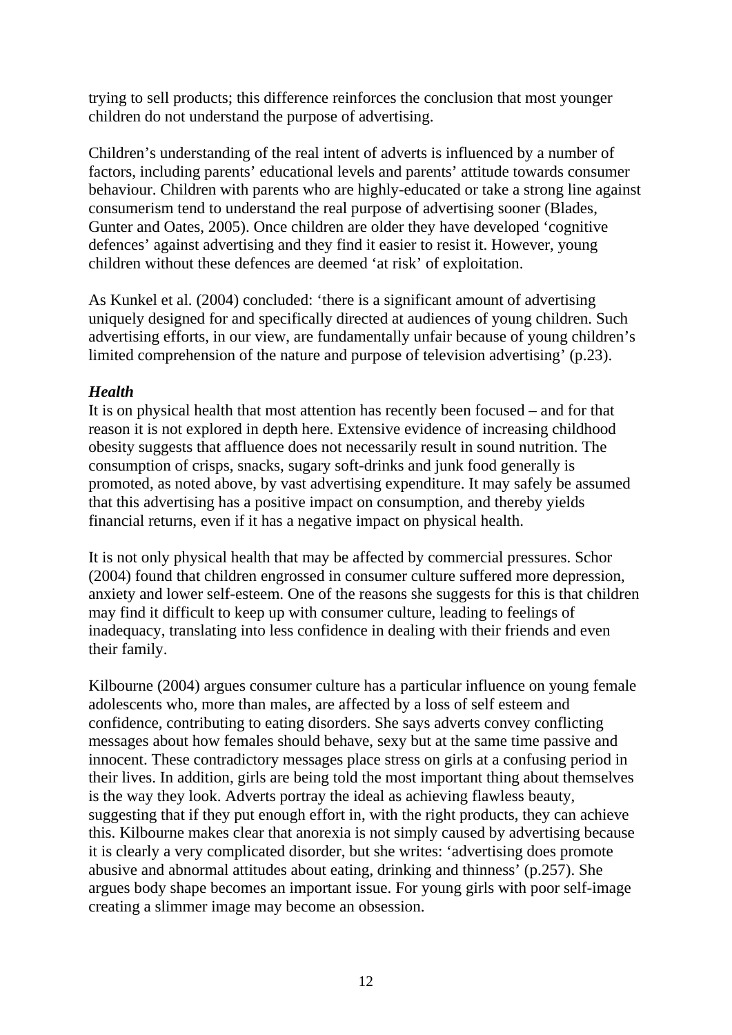trying to sell products; this difference reinforces the conclusion that most younger children do not understand the purpose of advertising.

Children's understanding of the real intent of adverts is influenced by a number of factors, including parents' educational levels and parents' attitude towards consumer behaviour. Children with parents who are highly-educated or take a strong line against consumerism tend to understand the real purpose of advertising sooner (Blades, Gunter and Oates, 2005). Once children are older they have developed 'cognitive defences' against advertising and they find it easier to resist it. However, young children without these defences are deemed 'at risk' of exploitation.

As Kunkel et al. (2004) concluded: 'there is a significant amount of advertising uniquely designed for and specifically directed at audiences of young children. Such advertising efforts, in our view, are fundamentally unfair because of young children's limited comprehension of the nature and purpose of television advertising' (p.23).

***Health***

It is on physical health that most attention has recently been focused – and for that reason it is not explored in depth here. Extensive evidence of increasing childhood obesity suggests that affluence does not necessarily result in sound nutrition. The consumption of crisps, snacks, sugary soft-drinks and junk food generally is promoted, as noted above, by vast advertising expenditure. It may safely be assumed that this advertising has a positive impact on consumption, and thereby yields financial returns, even if it has a negative impact on physical health.

It is not only physical health that may be affected by commercial pressures. Schor (2004) found that children engrossed in consumer culture suffered more depression, anxiety and lower self-esteem. One of the reasons she suggests for this is that children may find it difficult to keep up with consumer culture, leading to feelings of inadequacy, translating into less confidence in dealing with their friends and even their family.

Kilbourne (2004) argues consumer culture has a particular influence on young female adolescents who, more than males, are affected by a loss of self esteem and confidence, contributing to eating disorders. She says adverts convey conflicting messages about how females should behave, sexy but at the same time passive and innocent. These contradictory messages place stress on girls at a confusing period in their lives. In addition, girls are being told the most important thing about themselves is the way they look. Adverts portray the ideal as achieving flawless beauty, suggesting that if they put enough effort in, with the right products, they can achieve this. Kilbourne makes clear that anorexia is not simply caused by advertising because it is clearly a very complicated disorder, but she writes: 'advertising does promote abusive and abnormal attitudes about eating, drinking and thinness' (p.257). She argues body shape becomes an important issue. For young girls with poor self-image creating a slimmer image may become an obsession.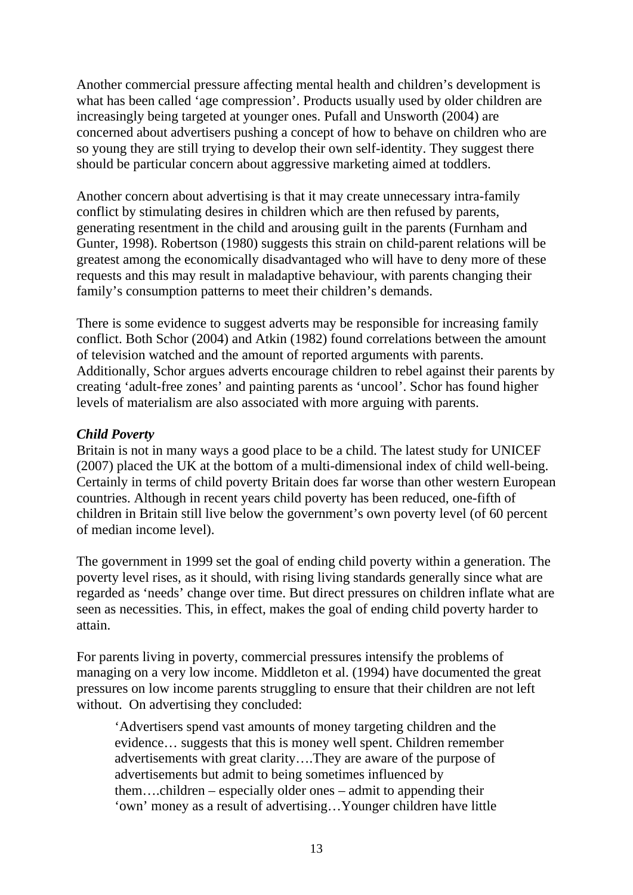Another commercial pressure affecting mental health and children's development is what has been called 'age compression'. Products usually used by older children are increasingly being targeted at younger ones. Pufall and Unsworth (2004) are concerned about advertisers pushing a concept of how to behave on children who are so young they are still trying to develop their own self-identity. They suggest there should be particular concern about aggressive marketing aimed at toddlers.

Another concern about advertising is that it may create unnecessary intra-family conflict by stimulating desires in children which are then refused by parents, generating resentment in the child and arousing guilt in the parents (Furnham and Gunter, 1998). Robertson (1980) suggests this strain on child-parent relations will be greatest among the economically disadvantaged who will have to deny more of these requests and this may result in maladaptive behaviour, with parents changing their family's consumption patterns to meet their children's demands.

There is some evidence to suggest adverts may be responsible for increasing family conflict. Both Schor (2004) and Atkin (1982) found correlations between the amount of television watched and the amount of reported arguments with parents. Additionally, Schor argues adverts encourage children to rebel against their parents by creating 'adult-free zones' and painting parents as 'uncool'. Schor has found higher levels of materialism are also associated with more arguing with parents.

***Child Poverty***

Britain is not in many ways a good place to be a child. The latest study for UNICEF (2007) placed the UK at the bottom of a multi-dimensional index of child well-being. Certainly in terms of child poverty Britain does far worse than other western European countries. Although in recent years child poverty has been reduced, one-fifth of children in Britain still live below the government's own poverty level (of 60 percent of median income level).

The government in 1999 set the goal of ending child poverty within a generation. The poverty level rises, as it should, with rising living standards generally since what are regarded as 'needs' change over time. But direct pressures on children inflate what are seen as necessities. This, in effect, makes the goal of ending child poverty harder to attain.

For parents living in poverty, commercial pressures intensify the problems of managing on a very low income. Middleton et al. (1994) have documented the great pressures on low income parents struggling to ensure that their children are not left without. On advertising they concluded:

> 'Advertisers spend vast amounts of money targeting children and the evidence… suggests that this is money well spent. Children remember advertisements with great clarity….They are aware of the purpose of advertisements but admit to being sometimes influenced by them….children – especially older ones – admit to appending their 'own' money as a result of advertising…Younger children have little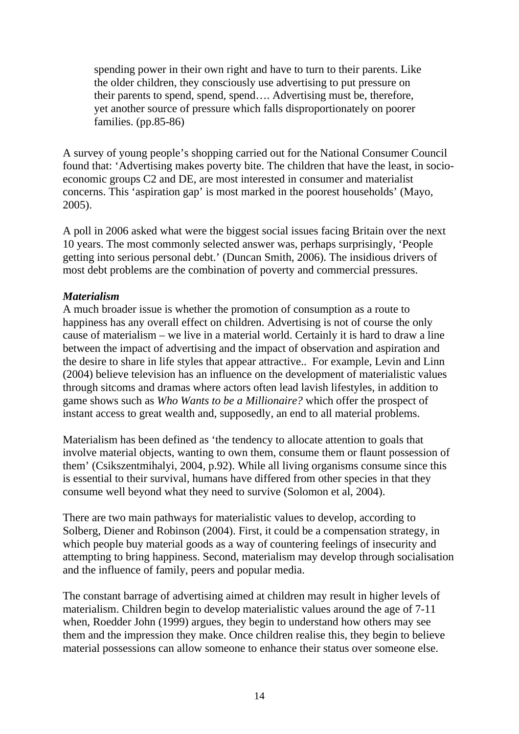> spending power in their own right and have to turn to their parents. Like the older children, they consciously use advertising to put pressure on their parents to spend, spend, spend…. Advertising must be, therefore, yet another source of pressure which falls disproportionately on poorer families. (pp.85-86)

A survey of young people's shopping carried out for the National Consumer Council found that: 'Advertising makes poverty bite. The children that have the least, in socio-economic groups C2 and DE, are most interested in consumer and materialist concerns. This 'aspiration gap' is most marked in the poorest households' (Mayo, 2005).

A poll in 2006 asked what were the biggest social issues facing Britain over the next 10 years. The most commonly selected answer was, perhaps surprisingly, 'People getting into serious personal debt.' (Duncan Smith, 2006). The insidious drivers of most debt problems are the combination of poverty and commercial pressures.

***Materialism***

A much broader issue is whether the promotion of consumption as a route to happiness has any overall effect on children. Advertising is not of course the only cause of materialism – we live in a material world. Certainly it is hard to draw a line between the impact of advertising and the impact of observation and aspiration and the desire to share in life styles that appear attractive.. For example, Levin and Linn (2004) believe television has an influence on the development of materialistic values through sitcoms and dramas where actors often lead lavish lifestyles, in addition to game shows such as *Who Wants to be a Millionaire?* which offer the prospect of instant access to great wealth and, supposedly, an end to all material problems.

Materialism has been defined as 'the tendency to allocate attention to goals that involve material objects, wanting to own them, consume them or flaunt possession of them' (Csikszentmihalyi, 2004, p.92). While all living organisms consume since this is essential to their survival, humans have differed from other species in that they consume well beyond what they need to survive (Solomon et al, 2004).

There are two main pathways for materialistic values to develop, according to Solberg, Diener and Robinson (2004). First, it could be a compensation strategy, in which people buy material goods as a way of countering feelings of insecurity and attempting to bring happiness. Second, materialism may develop through socialisation and the influence of family, peers and popular media.

The constant barrage of advertising aimed at children may result in higher levels of materialism. Children begin to develop materialistic values around the age of 7-11 when, Roedder John (1999) argues, they begin to understand how others may see them and the impression they make. Once children realise this, they begin to believe material possessions can allow someone to enhance their status over someone else.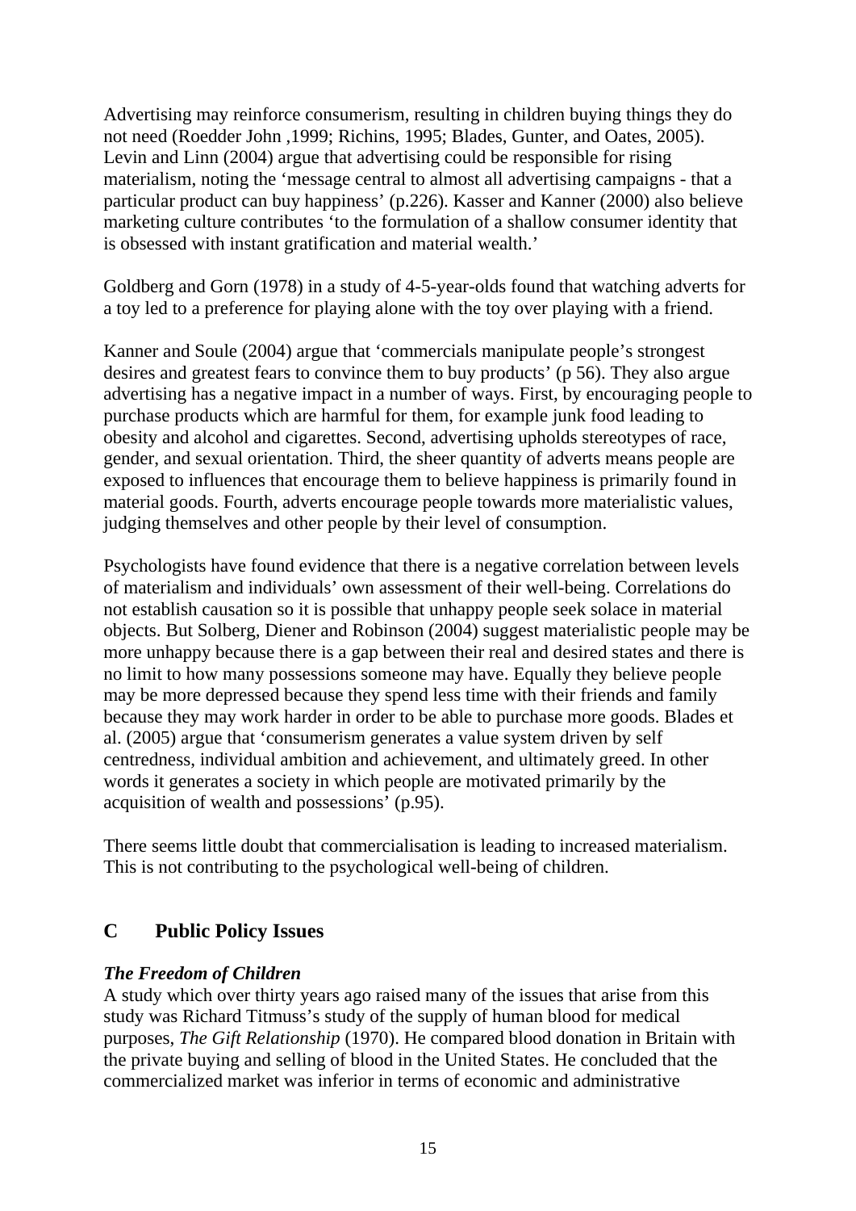Advertising may reinforce consumerism, resulting in children buying things they do not need (Roedder John ,1999; Richins, 1995; Blades, Gunter, and Oates, 2005). Levin and Linn (2004) argue that advertising could be responsible for rising materialism, noting the 'message central to almost all advertising campaigns - that a particular product can buy happiness' (p.226). Kasser and Kanner (2000) also believe marketing culture contributes 'to the formulation of a shallow consumer identity that is obsessed with instant gratification and material wealth.'

Goldberg and Gorn (1978) in a study of 4-5-year-olds found that watching adverts for a toy led to a preference for playing alone with the toy over playing with a friend.

Kanner and Soule (2004) argue that 'commercials manipulate people's strongest desires and greatest fears to convince them to buy products' (p 56). They also argue advertising has a negative impact in a number of ways. First, by encouraging people to purchase products which are harmful for them, for example junk food leading to obesity and alcohol and cigarettes. Second, advertising upholds stereotypes of race, gender, and sexual orientation. Third, the sheer quantity of adverts means people are exposed to influences that encourage them to believe happiness is primarily found in material goods. Fourth, adverts encourage people towards more materialistic values, judging themselves and other people by their level of consumption.

Psychologists have found evidence that there is a negative correlation between levels of materialism and individuals' own assessment of their well-being. Correlations do not establish causation so it is possible that unhappy people seek solace in material objects. But Solberg, Diener and Robinson (2004) suggest materialistic people may be more unhappy because there is a gap between their real and desired states and there is no limit to how many possessions someone may have. Equally they believe people may be more depressed because they spend less time with their friends and family because they may work harder in order to be able to purchase more goods. Blades et al. (2005) argue that 'consumerism generates a value system driven by self centredness, individual ambition and achievement, and ultimately greed. In other words it generates a society in which people are motivated primarily by the acquisition of wealth and possessions' (p.95).

There seems little doubt that commercialisation is leading to increased materialism. This is not contributing to the psychological well-being of children.

## C Public Policy Issues

### *The Freedom of Children*

A study which over thirty years ago raised many of the issues that arise from this study was Richard Titmuss's study of the supply of human blood for medical purposes, *The Gift Relationship* (1970). He compared blood donation in Britain with the private buying and selling of blood in the United States. He concluded that the commercialized market was inferior in terms of economic and administrative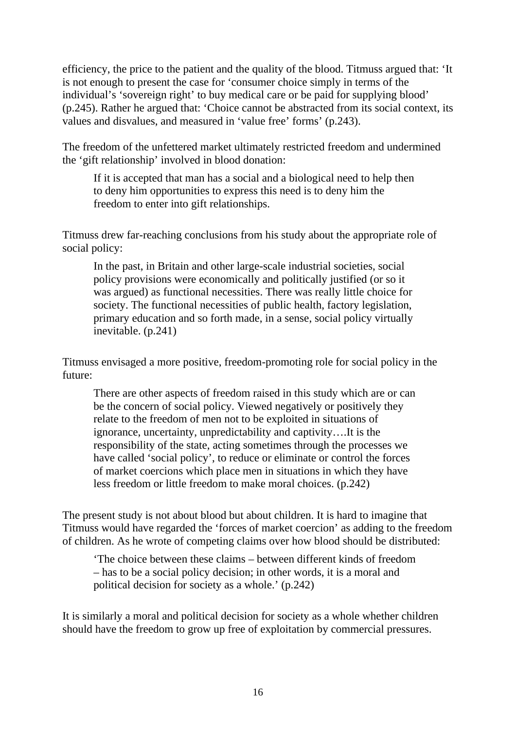efficiency, the price to the patient and the quality of the blood. Titmuss argued that: 'It is not enough to present the case for 'consumer choice simply in terms of the individual's 'sovereign right' to buy medical care or be paid for supplying blood' (p.245). Rather he argued that: 'Choice cannot be abstracted from its social context, its values and disvalues, and measured in 'value free' forms' (p.243).

The freedom of the unfettered market ultimately restricted freedom and undermined the 'gift relationship' involved in blood donation:

> If it is accepted that man has a social and a biological need to help then to deny him opportunities to express this need is to deny him the freedom to enter into gift relationships.

Titmuss drew far-reaching conclusions from his study about the appropriate role of social policy:

> In the past, in Britain and other large-scale industrial societies, social policy provisions were economically and politically justified (or so it was argued) as functional necessities. There was really little choice for society. The functional necessities of public health, factory legislation, primary education and so forth made, in a sense, social policy virtually inevitable. (p.241)

Titmuss envisaged a more positive, freedom-promoting role for social policy in the future:

> There are other aspects of freedom raised in this study which are or can be the concern of social policy. Viewed negatively or positively they relate to the freedom of men not to be exploited in situations of ignorance, uncertainty, unpredictability and captivity….It is the responsibility of the state, acting sometimes through the processes we have called 'social policy', to reduce or eliminate or control the forces of market coercions which place men in situations in which they have less freedom or little freedom to make moral choices. (p.242)

The present study is not about blood but about children. It is hard to imagine that Titmuss would have regarded the 'forces of market coercion' as adding to the freedom of children. As he wrote of competing claims over how blood should be distributed:

> 'The choice between these claims – between different kinds of freedom – has to be a social policy decision; in other words, it is a moral and political decision for society as a whole.' (p.242)

It is similarly a moral and political decision for society as a whole whether children should have the freedom to grow up free of exploitation by commercial pressures.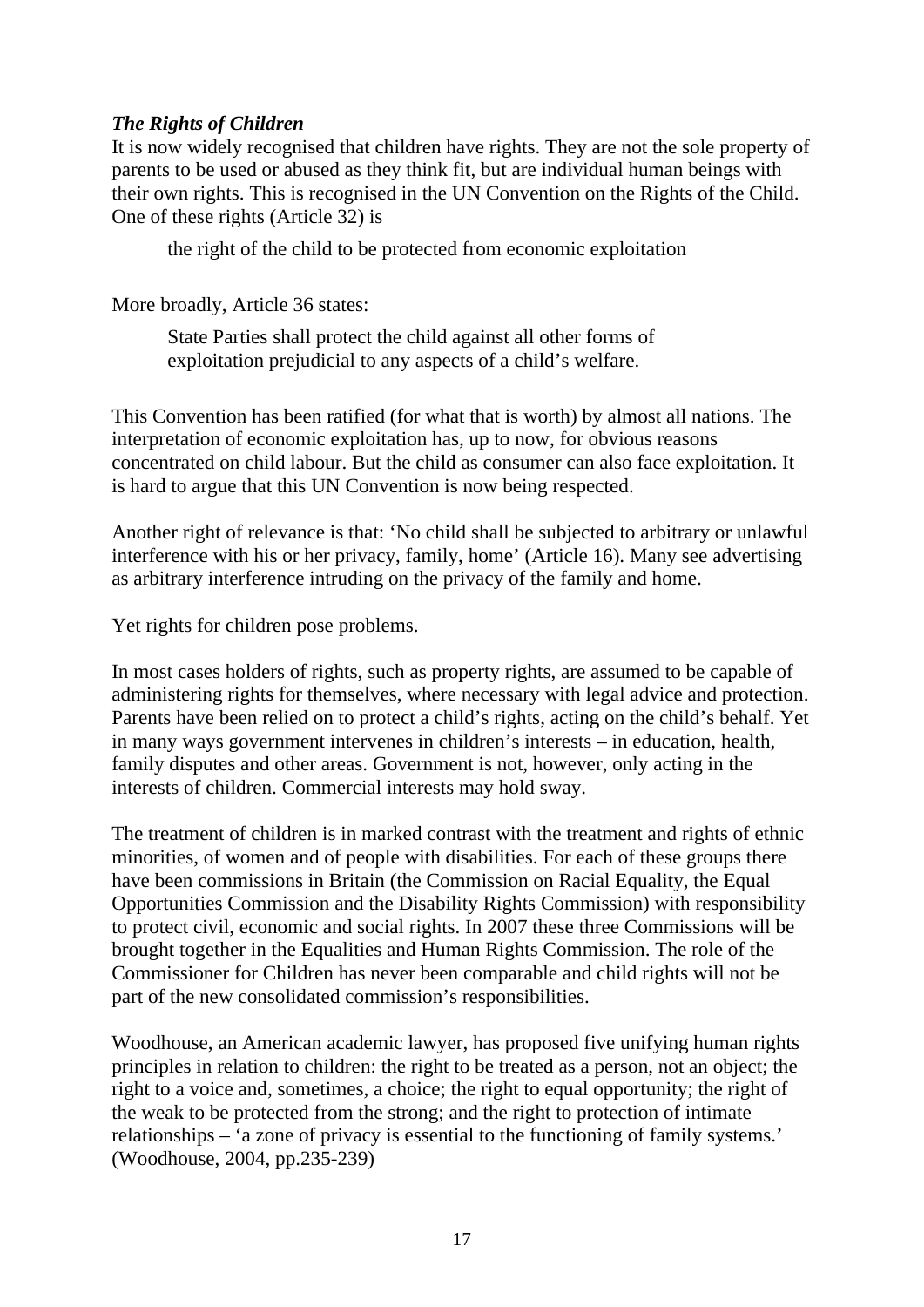### *The Rights of Children*

It is now widely recognised that children have rights. They are not the sole property of parents to be used or abused as they think fit, but are individual human beings with their own rights. This is recognised in the UN Convention on the Rights of the Child. One of these rights (Article 32) is

> the right of the child to be protected from economic exploitation

More broadly, Article 36 states:

> State Parties shall protect the child against all other forms of exploitation prejudicial to any aspects of a child's welfare.

This Convention has been ratified (for what that is worth) by almost all nations. The interpretation of economic exploitation has, up to now, for obvious reasons concentrated on child labour. But the child as consumer can also face exploitation. It is hard to argue that this UN Convention is now being respected.

Another right of relevance is that: 'No child shall be subjected to arbitrary or unlawful interference with his or her privacy, family, home' (Article 16). Many see advertising as arbitrary interference intruding on the privacy of the family and home.

Yet rights for children pose problems.

In most cases holders of rights, such as property rights, are assumed to be capable of administering rights for themselves, where necessary with legal advice and protection. Parents have been relied on to protect a child's rights, acting on the child's behalf. Yet in many ways government intervenes in children's interests – in education, health, family disputes and other areas. Government is not, however, only acting in the interests of children. Commercial interests may hold sway.

The treatment of children is in marked contrast with the treatment and rights of ethnic minorities, of women and of people with disabilities. For each of these groups there have been commissions in Britain (the Commission on Racial Equality, the Equal Opportunities Commission and the Disability Rights Commission) with responsibility to protect civil, economic and social rights. In 2007 these three Commissions will be brought together in the Equalities and Human Rights Commission. The role of the Commissioner for Children has never been comparable and child rights will not be part of the new consolidated commission's responsibilities.

Woodhouse, an American academic lawyer, has proposed five unifying human rights principles in relation to children: the right to be treated as a person, not an object; the right to a voice and, sometimes, a choice; the right to equal opportunity; the right of the weak to be protected from the strong; and the right to protection of intimate relationships – 'a zone of privacy is essential to the functioning of family systems.' (Woodhouse, 2004, pp.235-239)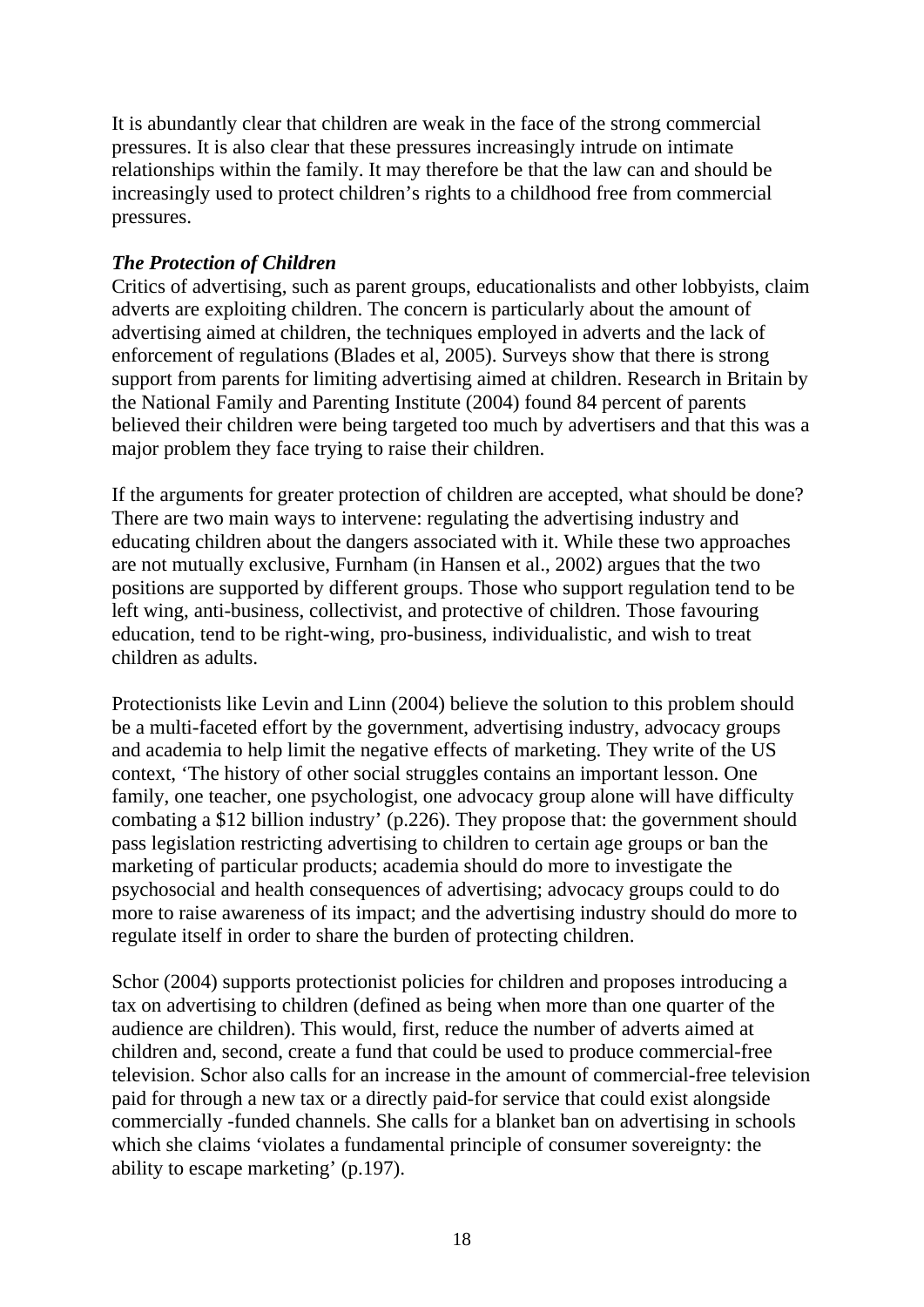It is abundantly clear that children are weak in the face of the strong commercial pressures. It is also clear that these pressures increasingly intrude on intimate relationships within the family. It may therefore be that the law can and should be increasingly used to protect children's rights to a childhood free from commercial pressures.

### *The Protection of Children*

Critics of advertising, such as parent groups, educationalists and other lobbyists, claim adverts are exploiting children. The concern is particularly about the amount of advertising aimed at children, the techniques employed in adverts and the lack of enforcement of regulations (Blades et al, 2005). Surveys show that there is strong support from parents for limiting advertising aimed at children. Research in Britain by the National Family and Parenting Institute (2004) found 84 percent of parents believed their children were being targeted too much by advertisers and that this was a major problem they face trying to raise their children.

If the arguments for greater protection of children are accepted, what should be done? There are two main ways to intervene: regulating the advertising industry and educating children about the dangers associated with it. While these two approaches are not mutually exclusive, Furnham (in Hansen et al., 2002) argues that the two positions are supported by different groups. Those who support regulation tend to be left wing, anti-business, collectivist, and protective of children. Those favouring education, tend to be right-wing, pro-business, individualistic, and wish to treat children as adults.

Protectionists like Levin and Linn (2004) believe the solution to this problem should be a multi-faceted effort by the government, advertising industry, advocacy groups and academia to help limit the negative effects of marketing. They write of the US context, 'The history of other social struggles contains an important lesson. One family, one teacher, one psychologist, one advocacy group alone will have difficulty combating a $12 billion industry' (p.226). They propose that: the government should pass legislation restricting advertising to children to certain age groups or ban the marketing of particular products; academia should do more to investigate the psychosocial and health consequences of advertising; advocacy groups could to do more to raise awareness of its impact; and the advertising industry should do more to regulate itself in order to share the burden of protecting children.

Schor (2004) supports protectionist policies for children and proposes introducing a tax on advertising to children (defined as being when more than one quarter of the audience are children). This would, first, reduce the number of adverts aimed at children and, second, create a fund that could be used to produce commercial-free television. Schor also calls for an increase in the amount of commercial-free television paid for through a new tax or a directly paid-for service that could exist alongside commercially -funded channels. She calls for a blanket ban on advertising in schools which she claims 'violates a fundamental principle of consumer sovereignty: the ability to escape marketing' (p.197).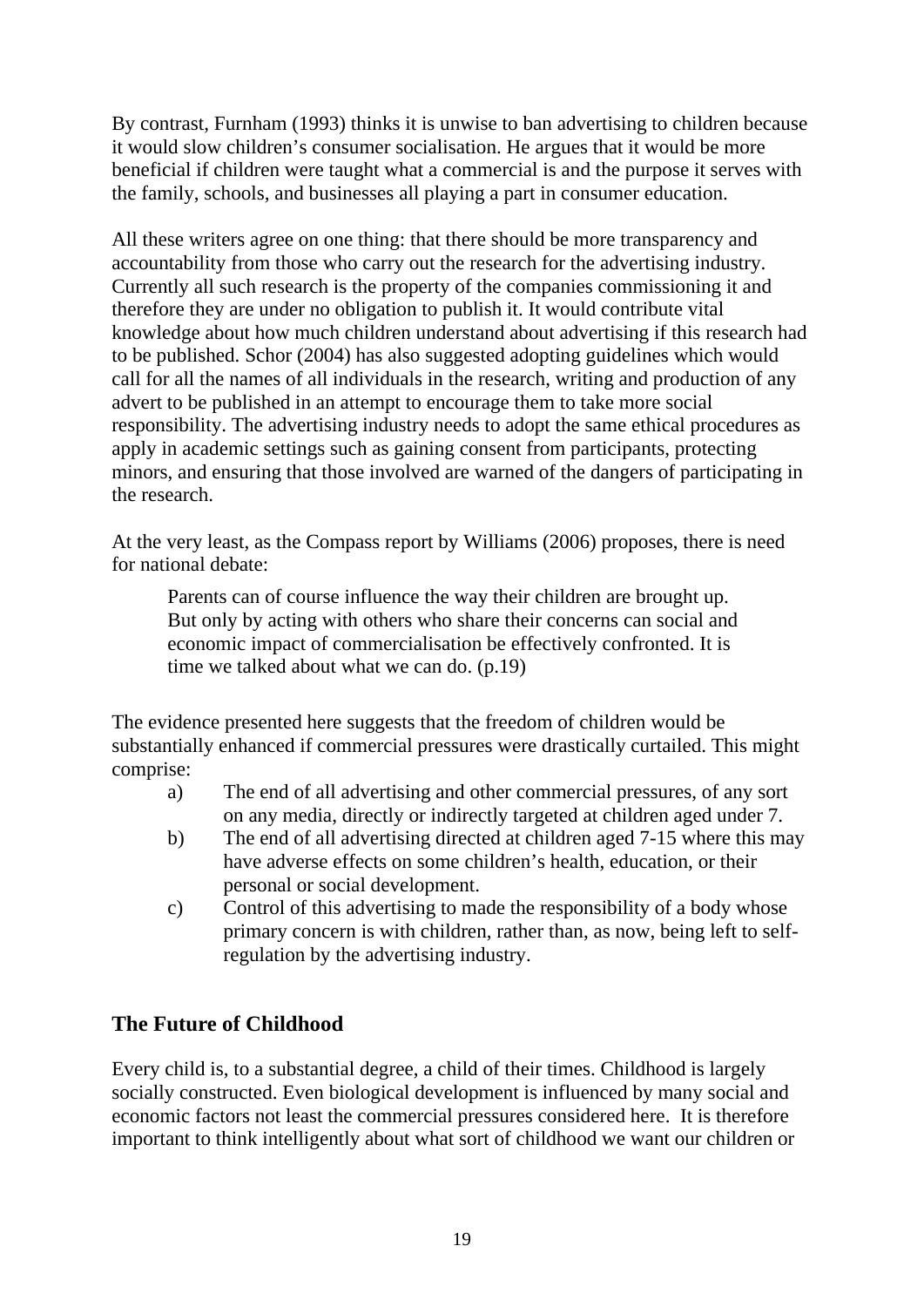By contrast, Furnham (1993) thinks it is unwise to ban advertising to children because it would slow children's consumer socialisation. He argues that it would be more beneficial if children were taught what a commercial is and the purpose it serves with the family, schools, and businesses all playing a part in consumer education.

All these writers agree on one thing: that there should be more transparency and accountability from those who carry out the research for the advertising industry. Currently all such research is the property of the companies commissioning it and therefore they are under no obligation to publish it. It would contribute vital knowledge about how much children understand about advertising if this research had to be published. Schor (2004) has also suggested adopting guidelines which would call for all the names of all individuals in the research, writing and production of any advert to be published in an attempt to encourage them to take more social responsibility. The advertising industry needs to adopt the same ethical procedures as apply in academic settings such as gaining consent from participants, protecting minors, and ensuring that those involved are warned of the dangers of participating in the research.

At the very least, as the Compass report by Williams (2006) proposes, there is need for national debate:

> Parents can of course influence the way their children are brought up. But only by acting with others who share their concerns can social and economic impact of commercialisation be effectively confronted. It is time we talked about what we can do. (p.19)

The evidence presented here suggests that the freedom of children would be substantially enhanced if commercial pressures were drastically curtailed. This might comprise:

a) The end of all advertising and other commercial pressures, of any sort on any media, directly or indirectly targeted at children aged under 7.

b) The end of all advertising directed at children aged 7-15 where this may have adverse effects on some children's health, education, or their personal or social development.

c) Control of this advertising to made the responsibility of a body whose primary concern is with children, rather than, as now, being left to self-regulation by the advertising industry.

## The Future of Childhood

Every child is, to a substantial degree, a child of their times. Childhood is largely socially constructed. Even biological development is influenced by many social and economic factors not least the commercial pressures considered here. It is therefore important to think intelligently about what sort of childhood we want our children or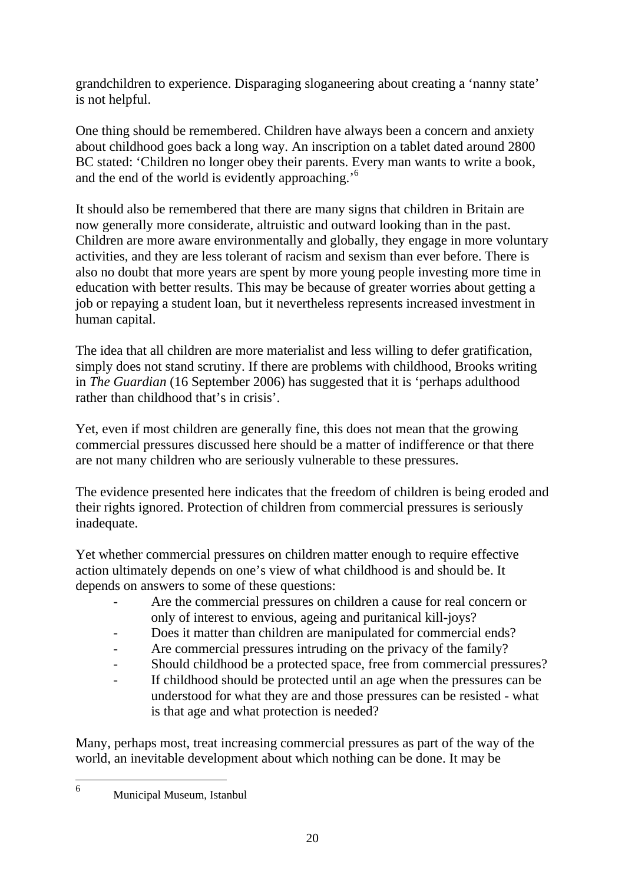grandchildren to experience. Disparaging sloganeering about creating a 'nanny state' is not helpful.

One thing should be remembered. Children have always been a concern and anxiety about childhood goes back a long way. An inscription on a tablet dated around 2800 BC stated: 'Children no longer obey their parents. Every man wants to write a book, and the end of the world is evidently approaching.'[6]

It should also be remembered that there are many signs that children in Britain are now generally more considerate, altruistic and outward looking than in the past. Children are more aware environmentally and globally, they engage in more voluntary activities, and they are less tolerant of racism and sexism than ever before. There is also no doubt that more years are spent by more young people investing more time in education with better results. This may be because of greater worries about getting a job or repaying a student loan, but it nevertheless represents increased investment in human capital.

The idea that all children are more materialist and less willing to defer gratification, simply does not stand scrutiny. If there are problems with childhood, Brooks writing in *The Guardian* (16 September 2006) has suggested that it is 'perhaps adulthood rather than childhood that's in crisis'.

Yet, even if most children are generally fine, this does not mean that the growing commercial pressures discussed here should be a matter of indifference or that there are not many children who are seriously vulnerable to these pressures.

The evidence presented here indicates that the freedom of children is being eroded and their rights ignored. Protection of children from commercial pressures is seriously inadequate.

Yet whether commercial pressures on children matter enough to require effective action ultimately depends on one's view of what childhood is and should be. It depends on answers to some of these questions:

- Are the commercial pressures on children a cause for real concern or only of interest to envious, ageing and puritanical kill-joys?
- Does it matter than children are manipulated for commercial ends?
- Are commercial pressures intruding on the privacy of the family?
- Should childhood be a protected space, free from commercial pressures?
- If childhood should be protected until an age when the pressures can be understood for what they are and those pressures can be resisted - what is that age and what protection is needed?

Many, perhaps most, treat increasing commercial pressures as part of the way of the world, an inevitable development about which nothing can be done. It may be

---

[6] Municipal Museum, Istanbul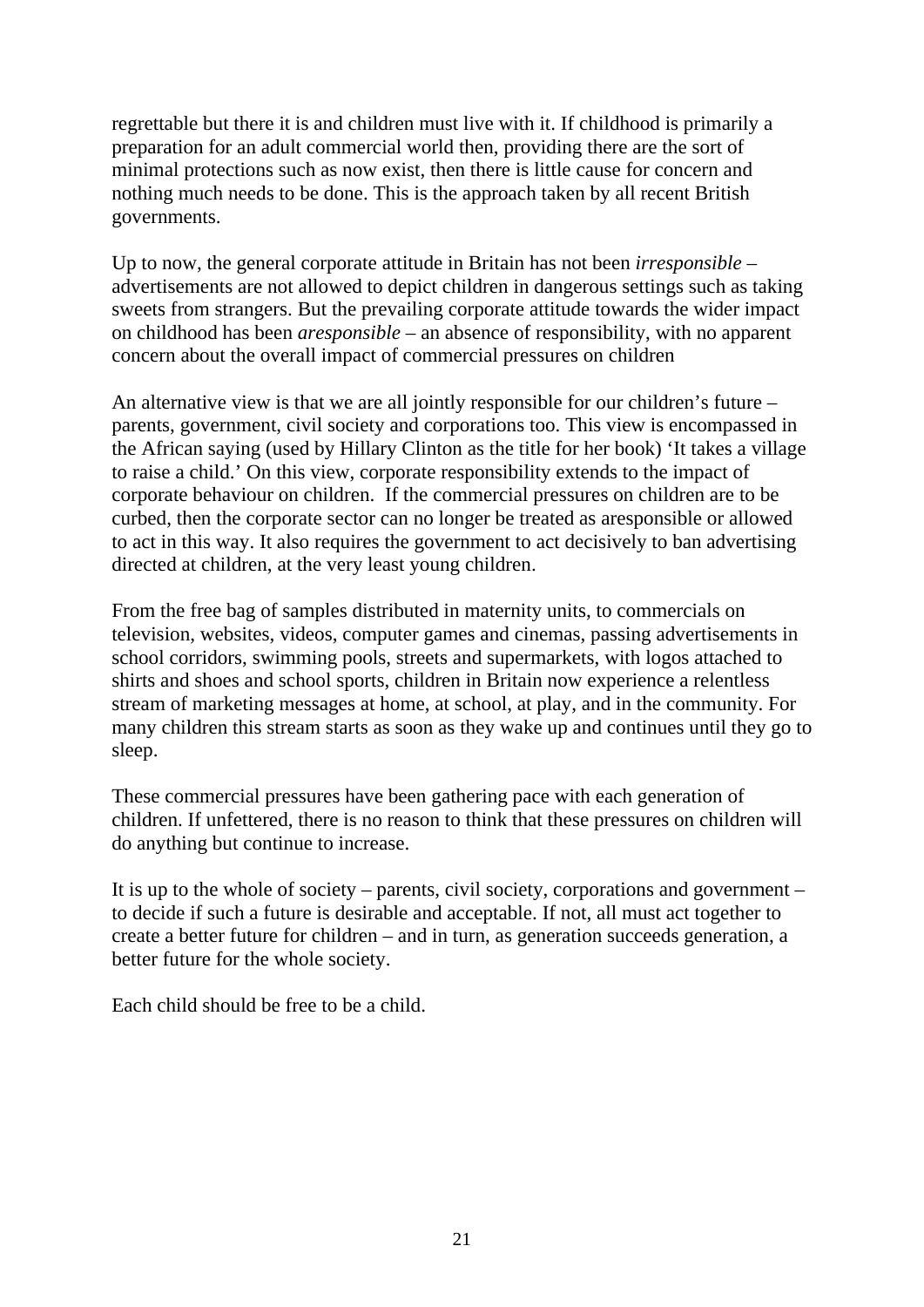regrettable but there it is and children must live with it. If childhood is primarily a preparation for an adult commercial world then, providing there are the sort of minimal protections such as now exist, then there is little cause for concern and nothing much needs to be done. This is the approach taken by all recent British governments.

Up to now, the general corporate attitude in Britain has not been *irresponsible* – advertisements are not allowed to depict children in dangerous settings such as taking sweets from strangers. But the prevailing corporate attitude towards the wider impact on childhood has been *aresponsible* – an absence of responsibility, with no apparent concern about the overall impact of commercial pressures on children

An alternative view is that we are all jointly responsible for our children's future – parents, government, civil society and corporations too. This view is encompassed in the African saying (used by Hillary Clinton as the title for her book) 'It takes a village to raise a child.' On this view, corporate responsibility extends to the impact of corporate behaviour on children. If the commercial pressures on children are to be curbed, then the corporate sector can no longer be treated as aresponsible or allowed to act in this way. It also requires the government to act decisively to ban advertising directed at children, at the very least young children.

From the free bag of samples distributed in maternity units, to commercials on television, websites, videos, computer games and cinemas, passing advertisements in school corridors, swimming pools, streets and supermarkets, with logos attached to shirts and shoes and school sports, children in Britain now experience a relentless stream of marketing messages at home, at school, at play, and in the community. For many children this stream starts as soon as they wake up and continues until they go to sleep.

These commercial pressures have been gathering pace with each generation of children. If unfettered, there is no reason to think that these pressures on children will do anything but continue to increase.

It is up to the whole of society – parents, civil society, corporations and government – to decide if such a future is desirable and acceptable. If not, all must act together to create a better future for children – and in turn, as generation succeeds generation, a better future for the whole society.

Each child should be free to be a child.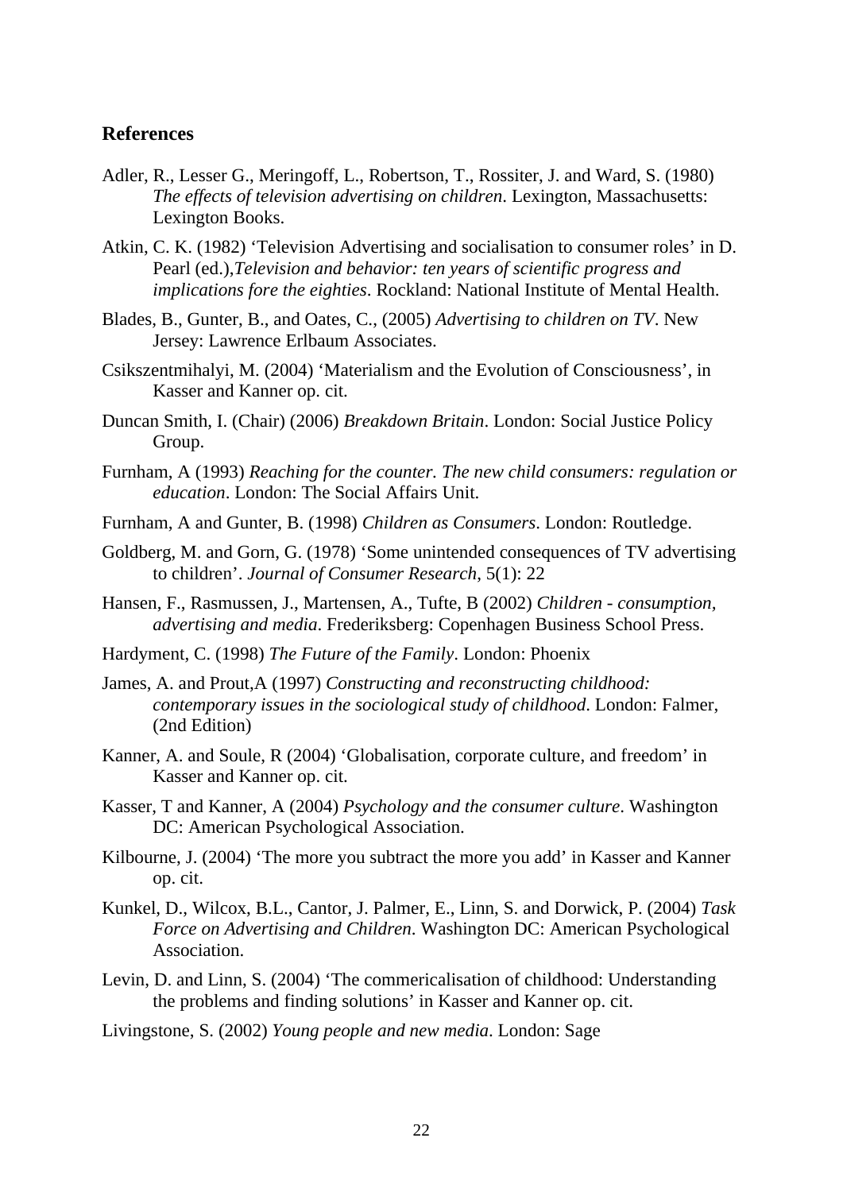## References

Adler, R., Lesser G., Meringoff, L., Robertson, T., Rossiter, J. and Ward, S. (1980) *The effects of television advertising on children*. Lexington, Massachusetts: Lexington Books.

Atkin, C. K. (1982) 'Television Advertising and socialisation to consumer roles' in D. Pearl (ed.),*Television and behavior: ten years of scientific progress and implications fore the eighties*. Rockland: National Institute of Mental Health.

Blades, B., Gunter, B., and Oates, C., (2005) *Advertising to children on TV*. New Jersey: Lawrence Erlbaum Associates.

Csikszentmihalyi, M. (2004) 'Materialism and the Evolution of Consciousness', in Kasser and Kanner op. cit.

Duncan Smith, I. (Chair) (2006) *Breakdown Britain*. London: Social Justice Policy Group.

Furnham, A (1993) *Reaching for the counter. The new child consumers: regulation or education*. London: The Social Affairs Unit.

Furnham, A and Gunter, B. (1998) *Children as Consumers*. London: Routledge.

Goldberg, M. and Gorn, G. (1978) 'Some unintended consequences of TV advertising to children'. *Journal of Consumer Research*, 5(1): 22

Hansen, F., Rasmussen, J., Martensen, A., Tufte, B (2002) *Children - consumption, advertising and media*. Frederiksberg: Copenhagen Business School Press.

Hardyment, C. (1998) *The Future of the Family*. London: Phoenix

James, A. and Prout,A (1997) *Constructing and reconstructing childhood: contemporary issues in the sociological study of childhood*. London: Falmer, (2nd Edition)

Kanner, A. and Soule, R (2004) 'Globalisation, corporate culture, and freedom' in Kasser and Kanner op. cit.

Kasser, T and Kanner, A (2004) *Psychology and the consumer culture*. Washington DC: American Psychological Association.

Kilbourne, J. (2004) 'The more you subtract the more you add' in Kasser and Kanner op. cit.

Kunkel, D., Wilcox, B.L., Cantor, J. Palmer, E., Linn, S. and Dorwick, P. (2004) *Task Force on Advertising and Children*. Washington DC: American Psychological Association.

Levin, D. and Linn, S. (2004) 'The commericalisation of childhood: Understanding the problems and finding solutions' in Kasser and Kanner op. cit.

Livingstone, S. (2002) *Young people and new media*. London: Sage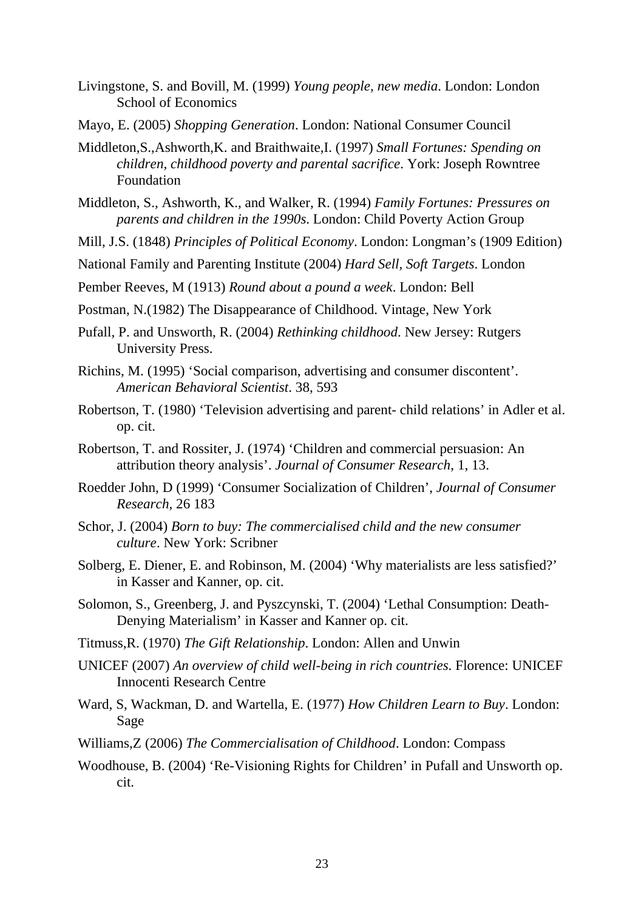Livingstone, S. and Bovill, M. (1999) *Young people, new media*. London: London School of Economics

Mayo, E. (2005) *Shopping Generation*. London: National Consumer Council

Middleton,S.,Ashworth,K. and Braithwaite,I. (1997) *Small Fortunes: Spending on children, childhood poverty and parental sacrifice*. York: Joseph Rowntree Foundation

Middleton, S., Ashworth, K., and Walker, R. (1994) *Family Fortunes: Pressures on parents and children in the 1990s*. London: Child Poverty Action Group

Mill, J.S. (1848) *Principles of Political Economy*. London: Longman's (1909 Edition)

National Family and Parenting Institute (2004) *Hard Sell, Soft Targets*. London

Pember Reeves, M (1913) *Round about a pound a week*. London: Bell

Postman, N.(1982) The Disappearance of Childhood. Vintage, New York

Pufall, P. and Unsworth, R. (2004) *Rethinking childhood*. New Jersey: Rutgers University Press.

Richins, M. (1995) 'Social comparison, advertising and consumer discontent'. *American Behavioral Scientist*. 38, 593

Robertson, T. (1980) 'Television advertising and parent- child relations' in Adler et al. op. cit.

Robertson, T. and Rossiter, J. (1974) 'Children and commercial persuasion: An attribution theory analysis'. *Journal of Consumer Research*, 1, 13.

Roedder John, D (1999) 'Consumer Socialization of Children', *Journal of Consumer Research*, 26 183

Schor, J. (2004) *Born to buy: The commercialised child and the new consumer culture*. New York: Scribner

Solberg, E. Diener, E. and Robinson, M. (2004) 'Why materialists are less satisfied?' in Kasser and Kanner, op. cit.

Solomon, S., Greenberg, J. and Pyszcynski, T. (2004) 'Lethal Consumption: Death-Denying Materialism' in Kasser and Kanner op. cit.

Titmuss,R. (1970) *The Gift Relationship*. London: Allen and Unwin

UNICEF (2007) *An overview of child well-being in rich countries*. Florence: UNICEF Innocenti Research Centre

Ward, S, Wackman, D. and Wartella, E. (1977) *How Children Learn to Buy*. London: Sage

Williams,Z (2006) *The Commercialisation of Childhood*. London: Compass

Woodhouse, B. (2004) 'Re-Visioning Rights for Children' in Pufall and Unsworth op. cit.